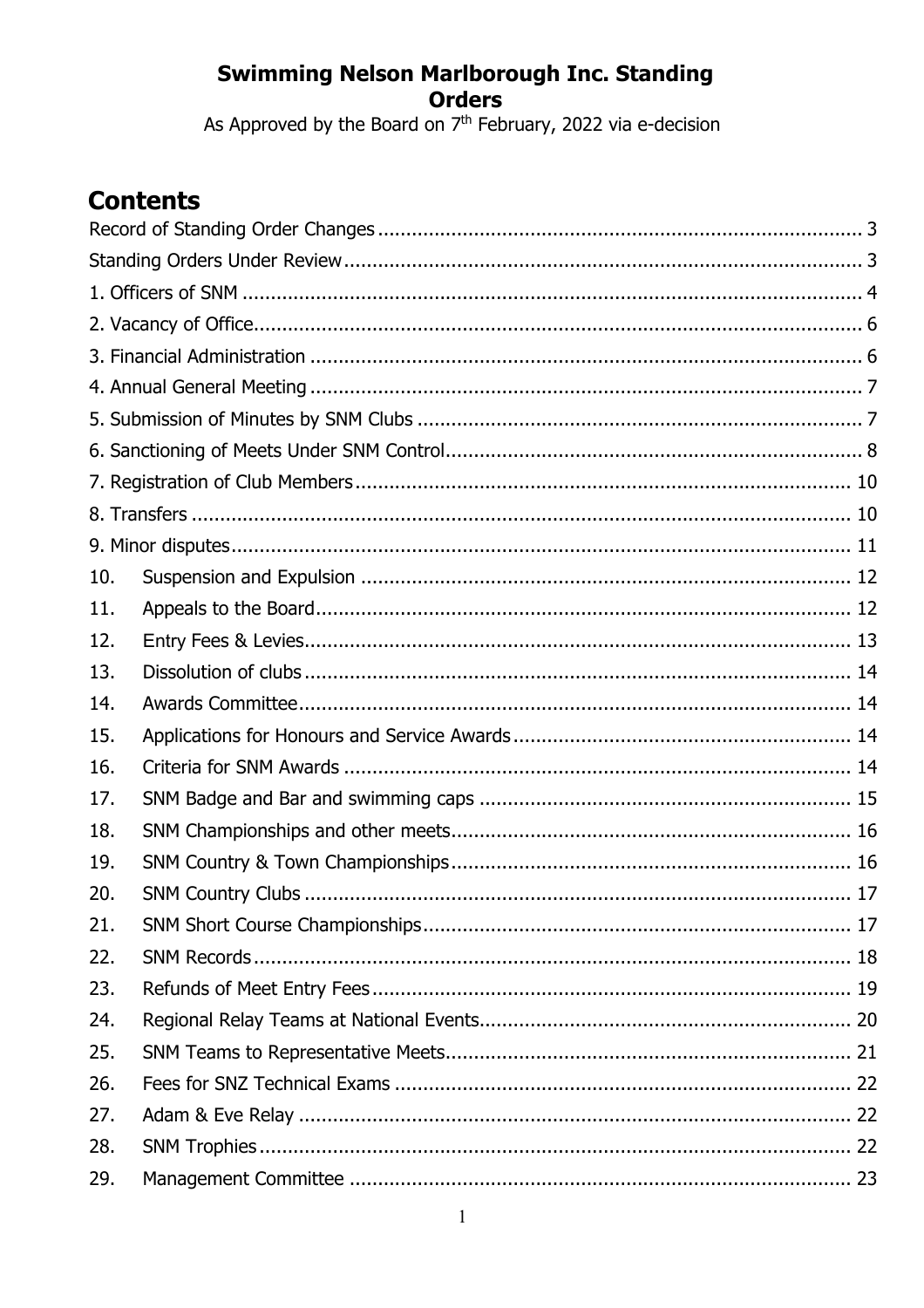# Swimming Nelson Marlborough Inc. Standing Orders

As Approved by the Board on 7th February, 2022 via e-decision

## Contents

Record of Standing Order Changes ..... 3
Standing Orders Under Review ..... 3
1. Officers of SNM ..... 4
2. Vacancy of Office ..... 6
3. Financial Administration ..... 6
4. Annual General Meeting ..... 7
5. Submission of Minutes by SNM Clubs ..... 7
6. Sanctioning of Meets Under SNM Control ..... 8
7. Registration of Club Members ..... 10
8. Transfers ..... 10
9. Minor disputes ..... 11
10. Suspension and Expulsion ..... 12
11. Appeals to the Board ..... 12
12. Entry Fees & Levies ..... 13
13. Dissolution of clubs ..... 14
14. Awards Committee ..... 14
15. Applications for Honours and Service Awards ..... 14
16. Criteria for SNM Awards ..... 14
17. SNM Badge and Bar and swimming caps ..... 15
18. SNM Championships and other meets ..... 16
19. SNM Country & Town Championships ..... 16
20. SNM Country Clubs ..... 17
21. SNM Short Course Championships ..... 17
22. SNM Records ..... 18
23. Refunds of Meet Entry Fees ..... 19
24. Regional Relay Teams at National Events ..... 20
25. SNM Teams to Representative Meets ..... 21
26. Fees for SNZ Technical Exams ..... 22
27. Adam & Eve Relay ..... 22
28. SNM Trophies ..... 22
29. Management Committee ..... 23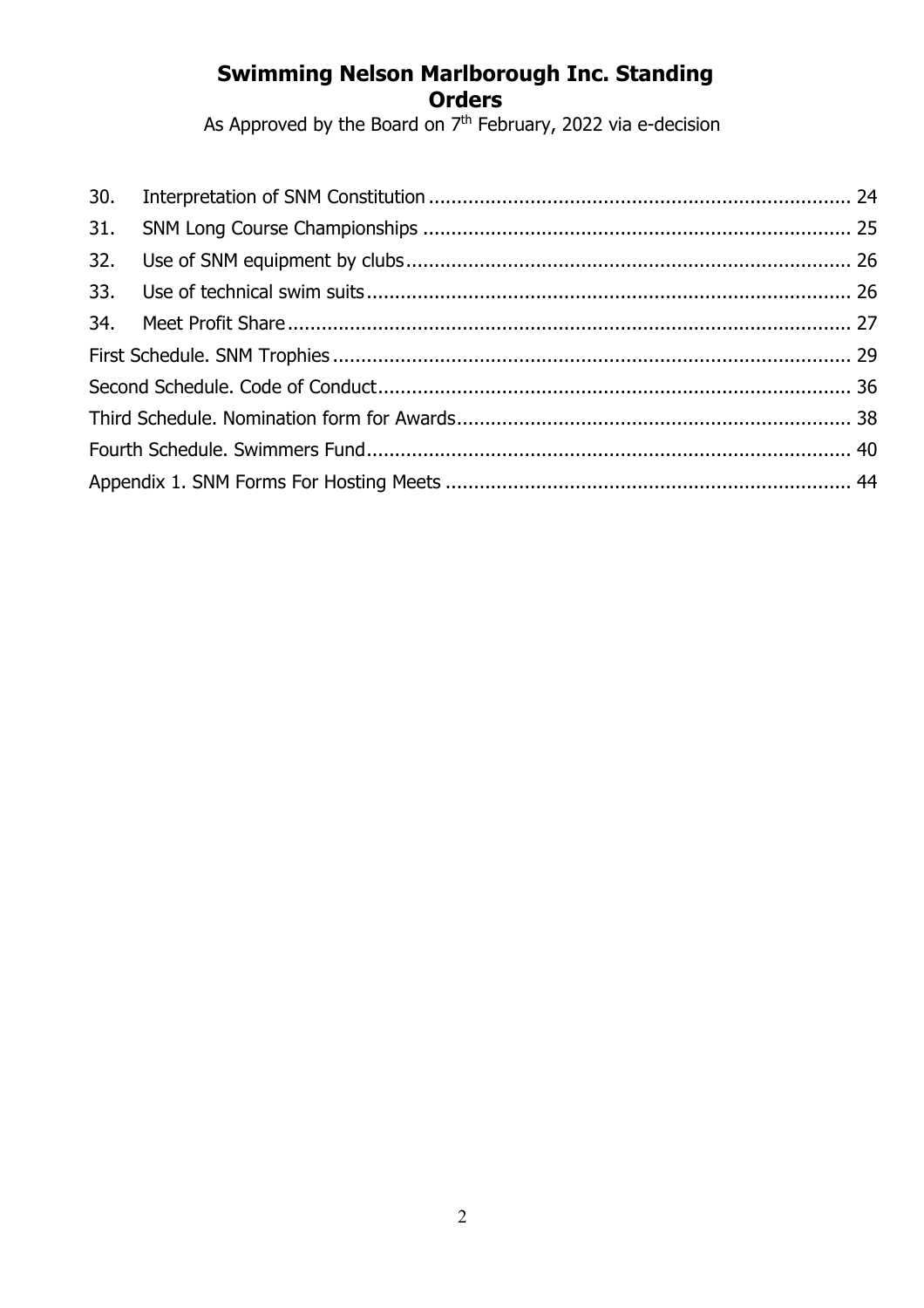# Swimming Nelson Marlborough Inc. Standing Orders

As Approved by the Board on 7th February, 2022 via e-decision

| | | |
|---|---|---|
| 30. | Interpretation of SNM Constitution | 24 |
| 31. | SNM Long Course Championships | 25 |
| 32. | Use of SNM equipment by clubs | 26 |
| 33. | Use of technical swim suits | 26 |
| 34. | Meet Profit Share | 27 |
| First Schedule. SNM Trophies | | 29 |
| Second Schedule. Code of Conduct | | 36 |
| Third Schedule. Nomination form for Awards | | 38 |
| Fourth Schedule. Swimmers Fund | | 40 |
| Appendix 1. SNM Forms For Hosting Meets | | 44 |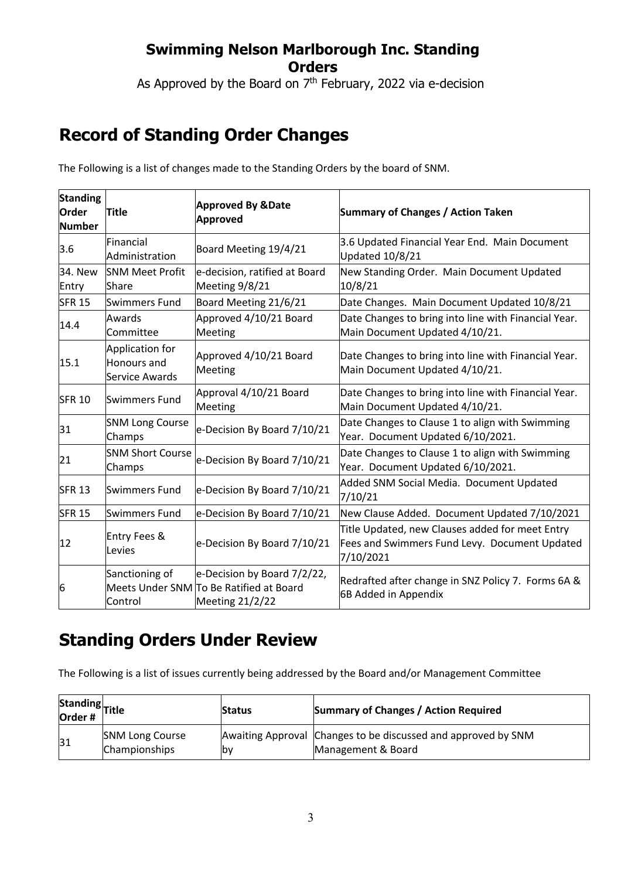# Swimming Nelson Marlborough Inc. Standing Orders

As Approved by the Board on 7th February, 2022 via e-decision

## Record of Standing Order Changes

The Following is a list of changes made to the Standing Orders by the board of SNM.

| Standing Order Number | Title | Approved By &Date Approved | Summary of Changes / Action Taken |
|---|---|---|---|
| 3.6 | Financial Administration | Board Meeting 19/4/21 | 3.6 Updated Financial Year End. Main Document Updated 10/8/21 |
| 34. New Entry | SNM Meet Profit Share | e-decision, ratified at Board Meeting 9/8/21 | New Standing Order. Main Document Updated 10/8/21 |
| SFR 15 | Swimmers Fund | Board Meeting 21/6/21 | Date Changes. Main Document Updated 10/8/21 |
| 14.4 | Awards Committee | Approved 4/10/21 Board Meeting | Date Changes to bring into line with Financial Year. Main Document Updated 4/10/21. |
| 15.1 | Application for Honours and Service Awards | Approved 4/10/21 Board Meeting | Date Changes to bring into line with Financial Year. Main Document Updated 4/10/21. |
| SFR 10 | Swimmers Fund | Approval 4/10/21 Board Meeting | Date Changes to bring into line with Financial Year. Main Document Updated 4/10/21. |
| 31 | SNM Long Course Champs | e-Decision By Board 7/10/21 | Date Changes to Clause 1 to align with Swimming Year. Document Updated 6/10/2021. |
| 21 | SNM Short Course Champs | e-Decision By Board 7/10/21 | Date Changes to Clause 1 to align with Swimming Year. Document Updated 6/10/2021. |
| SFR 13 | Swimmers Fund | e-Decision By Board 7/10/21 | Added SNM Social Media. Document Updated 7/10/21 |
| SFR 15 | Swimmers Fund | e-Decision By Board 7/10/21 | New Clause Added. Document Updated 7/10/2021 |
| 12 | Entry Fees & Levies | e-Decision By Board 7/10/21 | Title Updated, new Clauses added for meet Entry Fees and Swimmers Fund Levy. Document Updated 7/10/2021 |
| 6 | Sanctioning of Meets Under SNM Control | e-Decision by Board 7/2/22, To Be Ratified at Board Meeting 21/2/22 | Redrafted after change in SNZ Policy 7. Forms 6A & 6B Added in Appendix |

## Standing Orders Under Review

The Following is a list of issues currently being addressed by the Board and/or Management Committee

| Standing Order # | Title | Status | Summary of Changes / Action Required |
|---|---|---|---|
| 31 | SNM Long Course Championships | Awaiting Approval by | Changes to be discussed and approved by SNM Management & Board |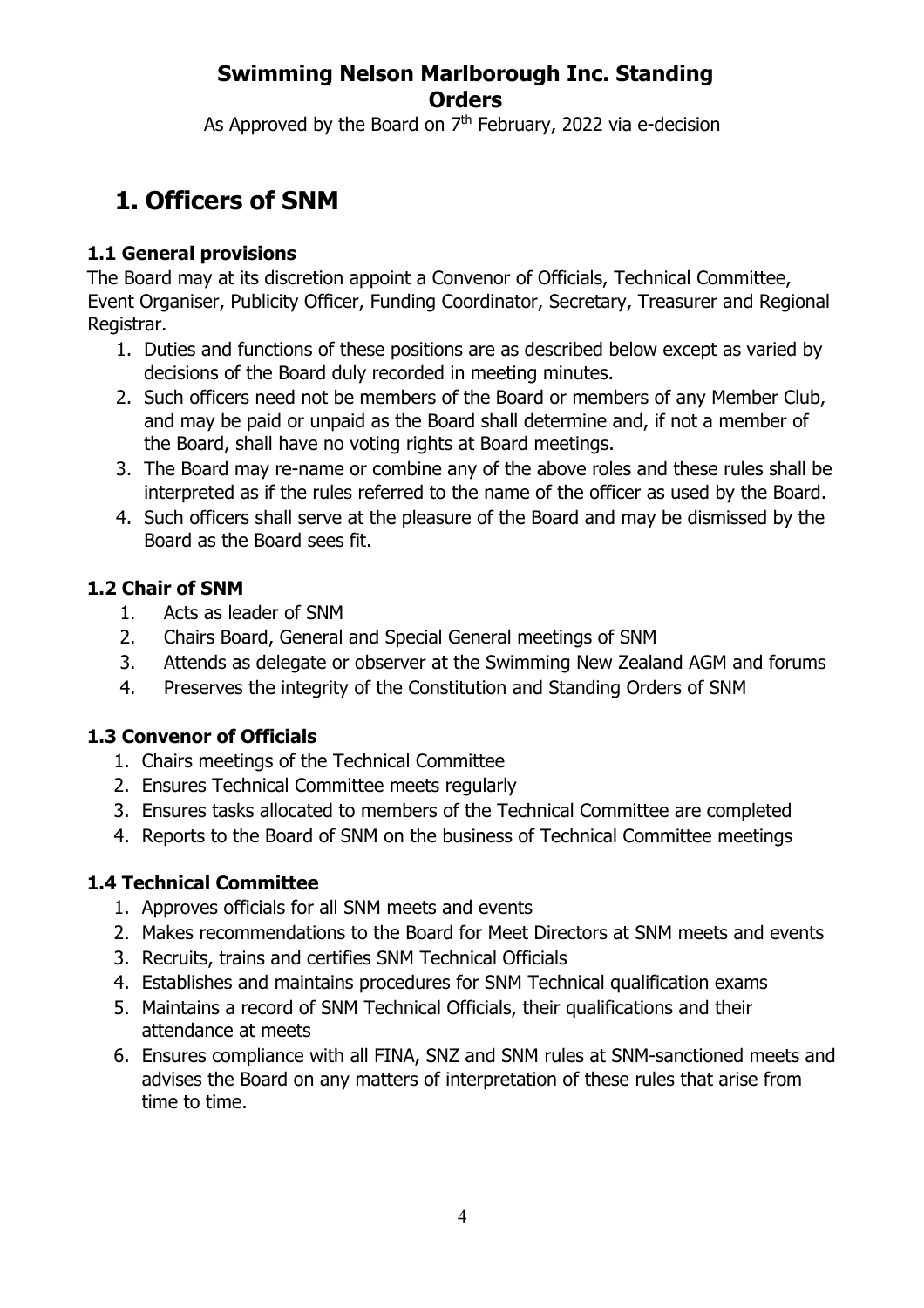**Swimming Nelson Marlborough Inc. Standing Orders**

As Approved by the Board on 7th February, 2022 via e-decision

# 1. Officers of SNM

### 1.1 General provisions

The Board may at its discretion appoint a Convenor of Officials, Technical Committee, Event Organiser, Publicity Officer, Funding Coordinator, Secretary, Treasurer and Regional Registrar.

1. Duties and functions of these positions are as described below except as varied by decisions of the Board duly recorded in meeting minutes.
2. Such officers need not be members of the Board or members of any Member Club, and may be paid or unpaid as the Board shall determine and, if not a member of the Board, shall have no voting rights at Board meetings.
3. The Board may re-name or combine any of the above roles and these rules shall be interpreted as if the rules referred to the name of the officer as used by the Board.
4. Such officers shall serve at the pleasure of the Board and may be dismissed by the Board as the Board sees fit.

### 1.2 Chair of SNM

1. Acts as leader of SNM
2. Chairs Board, General and Special General meetings of SNM
3. Attends as delegate or observer at the Swimming New Zealand AGM and forums
4. Preserves the integrity of the Constitution and Standing Orders of SNM

### 1.3 Convenor of Officials

1. Chairs meetings of the Technical Committee
2. Ensures Technical Committee meets regularly
3. Ensures tasks allocated to members of the Technical Committee are completed
4. Reports to the Board of SNM on the business of Technical Committee meetings

### 1.4 Technical Committee

1. Approves officials for all SNM meets and events
2. Makes recommendations to the Board for Meet Directors at SNM meets and events
3. Recruits, trains and certifies SNM Technical Officials
4. Establishes and maintains procedures for SNM Technical qualification exams
5. Maintains a record of SNM Technical Officials, their qualifications and their attendance at meets
6. Ensures compliance with all FINA, SNZ and SNM rules at SNM-sanctioned meets and advises the Board on any matters of interpretation of these rules that arise from time to time.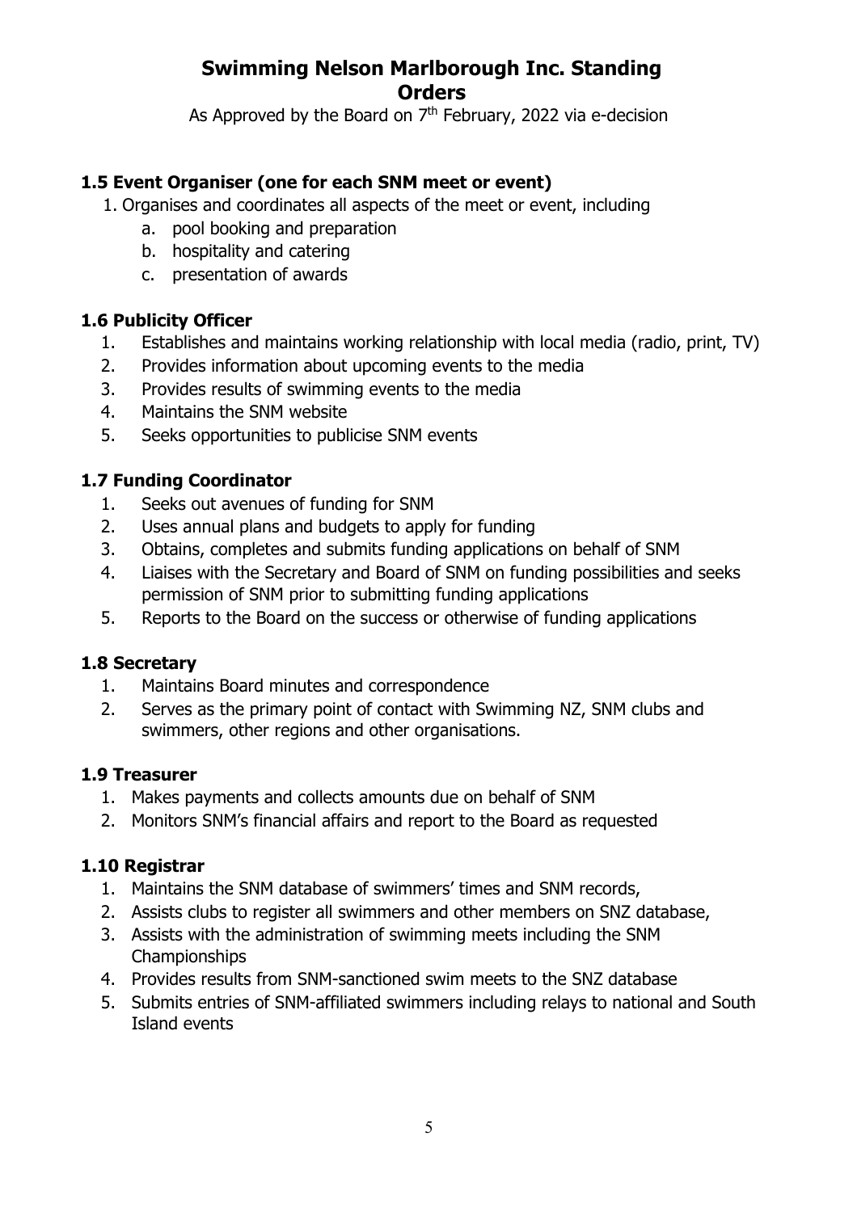# Swimming Nelson Marlborough Inc. Standing Orders

As Approved by the Board on 7th February, 2022 via e-decision

### 1.5 Event Organiser (one for each SNM meet or event)

1. Organises and coordinates all aspects of the meet or event, including
   a. pool booking and preparation
   b. hospitality and catering
   c. presentation of awards

### 1.6 Publicity Officer

1. Establishes and maintains working relationship with local media (radio, print, TV)
2. Provides information about upcoming events to the media
3. Provides results of swimming events to the media
4. Maintains the SNM website
5. Seeks opportunities to publicise SNM events

### 1.7 Funding Coordinator

1. Seeks out avenues of funding for SNM
2. Uses annual plans and budgets to apply for funding
3. Obtains, completes and submits funding applications on behalf of SNM
4. Liaises with the Secretary and Board of SNM on funding possibilities and seeks permission of SNM prior to submitting funding applications
5. Reports to the Board on the success or otherwise of funding applications

### 1.8 Secretary

1. Maintains Board minutes and correspondence
2. Serves as the primary point of contact with Swimming NZ, SNM clubs and swimmers, other regions and other organisations.

### 1.9 Treasurer

1. Makes payments and collects amounts due on behalf of SNM
2. Monitors SNM's financial affairs and report to the Board as requested

### 1.10 Registrar

1. Maintains the SNM database of swimmers' times and SNM records,
2. Assists clubs to register all swimmers and other members on SNZ database,
3. Assists with the administration of swimming meets including the SNM Championships
4. Provides results from SNM-sanctioned swim meets to the SNZ database
5. Submits entries of SNM-affiliated swimmers including relays to national and South Island events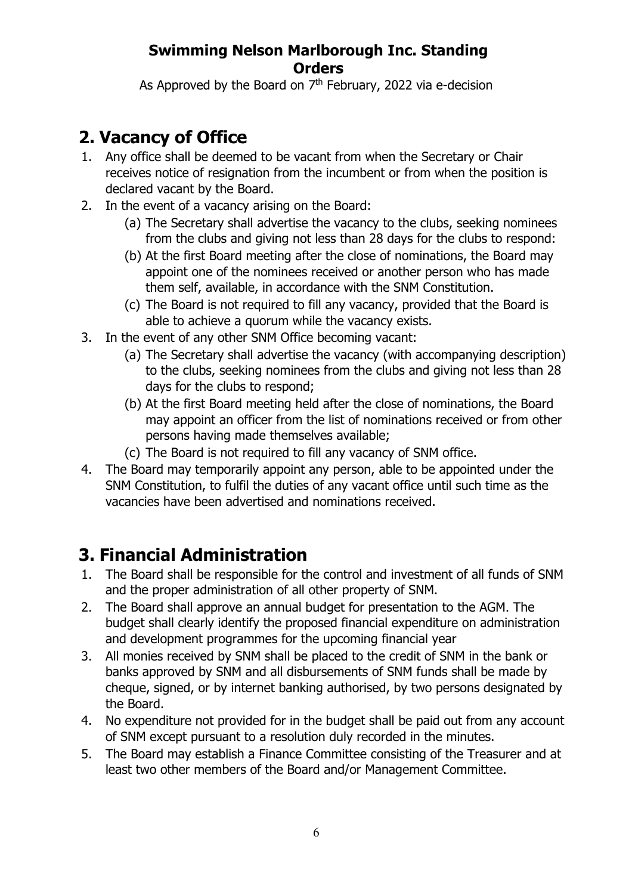**Swimming Nelson Marlborough Inc. Standing Orders**

As Approved by the Board on 7th February, 2022 via e-decision

## 2. Vacancy of Office

1. Any office shall be deemed to be vacant from when the Secretary or Chair receives notice of resignation from the incumbent or from when the position is declared vacant by the Board.
2. In the event of a vacancy arising on the Board:
   (a) The Secretary shall advertise the vacancy to the clubs, seeking nominees from the clubs and giving not less than 28 days for the clubs to respond:
   (b) At the first Board meeting after the close of nominations, the Board may appoint one of the nominees received or another person who has made them self, available, in accordance with the SNM Constitution.
   (c) The Board is not required to fill any vacancy, provided that the Board is able to achieve a quorum while the vacancy exists.
3. In the event of any other SNM Office becoming vacant:
   (a) The Secretary shall advertise the vacancy (with accompanying description) to the clubs, seeking nominees from the clubs and giving not less than 28 days for the clubs to respond;
   (b) At the first Board meeting held after the close of nominations, the Board may appoint an officer from the list of nominations received or from other persons having made themselves available;
   (c) The Board is not required to fill any vacancy of SNM office.
4. The Board may temporarily appoint any person, able to be appointed under the SNM Constitution, to fulfil the duties of any vacant office until such time as the vacancies have been advertised and nominations received.

## 3. Financial Administration

1. The Board shall be responsible for the control and investment of all funds of SNM and the proper administration of all other property of SNM.
2. The Board shall approve an annual budget for presentation to the AGM. The budget shall clearly identify the proposed financial expenditure on administration and development programmes for the upcoming financial year
3. All monies received by SNM shall be placed to the credit of SNM in the bank or banks approved by SNM and all disbursements of SNM funds shall be made by cheque, signed, or by internet banking authorised, by two persons designated by the Board.
4. No expenditure not provided for in the budget shall be paid out from any account of SNM except pursuant to a resolution duly recorded in the minutes.
5. The Board may establish a Finance Committee consisting of the Treasurer and at least two other members of the Board and/or Management Committee.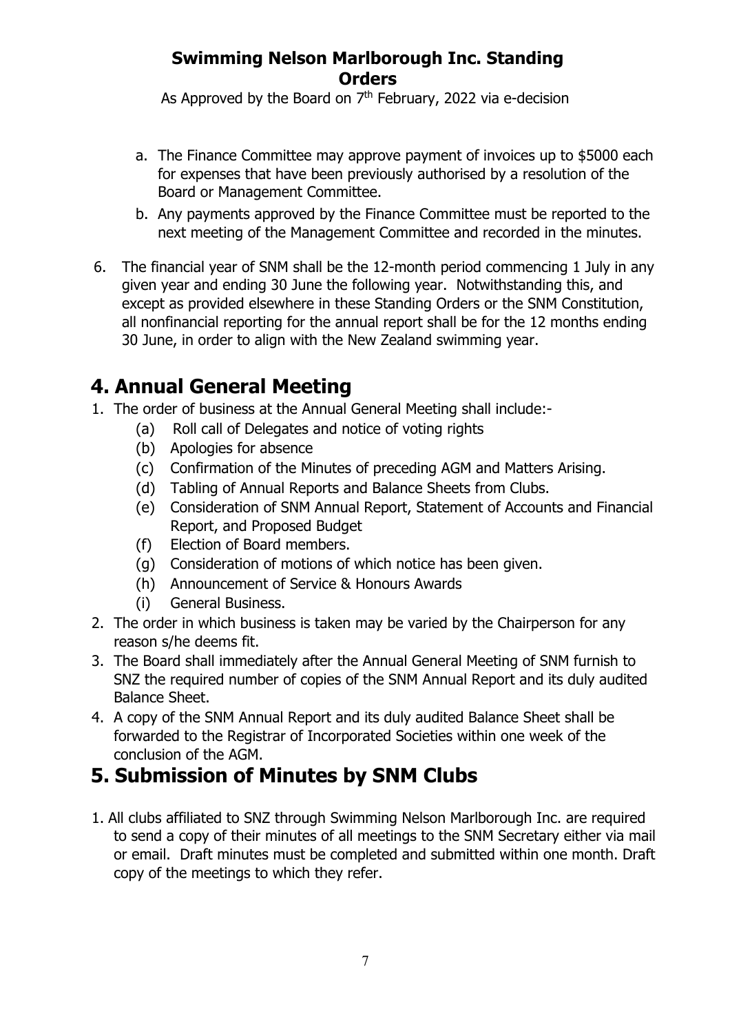a. The Finance Committee may approve payment of invoices up to $5000 each for expenses that have been previously authorised by a resolution of the Board or Management Committee.
b. Any payments approved by the Finance Committee must be reported to the next meeting of the Management Committee and recorded in the minutes.

6. The financial year of SNM shall be the 12-month period commencing 1 July in any given year and ending 30 June the following year. Notwithstanding this, and except as provided elsewhere in these Standing Orders or the SNM Constitution, all nonfinancial reporting for the annual report shall be for the 12 months ending 30 June, in order to align with the New Zealand swimming year.

# 4. Annual General Meeting

1. The order of business at the Annual General Meeting shall include:-
   (a) Roll call of Delegates and notice of voting rights
   (b) Apologies for absence
   (c) Confirmation of the Minutes of preceding AGM and Matters Arising.
   (d) Tabling of Annual Reports and Balance Sheets from Clubs.
   (e) Consideration of SNM Annual Report, Statement of Accounts and Financial Report, and Proposed Budget
   (f) Election of Board members.
   (g) Consideration of motions of which notice has been given.
   (h) Announcement of Service & Honours Awards
   (i) General Business.
2. The order in which business is taken may be varied by the Chairperson for any reason s/he deems fit.
3. The Board shall immediately after the Annual General Meeting of SNM furnish to SNZ the required number of copies of the SNM Annual Report and its duly audited Balance Sheet.
4. A copy of the SNM Annual Report and its duly audited Balance Sheet shall be forwarded to the Registrar of Incorporated Societies within one week of the conclusion of the AGM.

# 5. Submission of Minutes by SNM Clubs

1. All clubs affiliated to SNZ through Swimming Nelson Marlborough Inc. are required to send a copy of their minutes of all meetings to the SNM Secretary either via mail or email. Draft minutes must be completed and submitted within one month. Draft copy of the meetings to which they refer.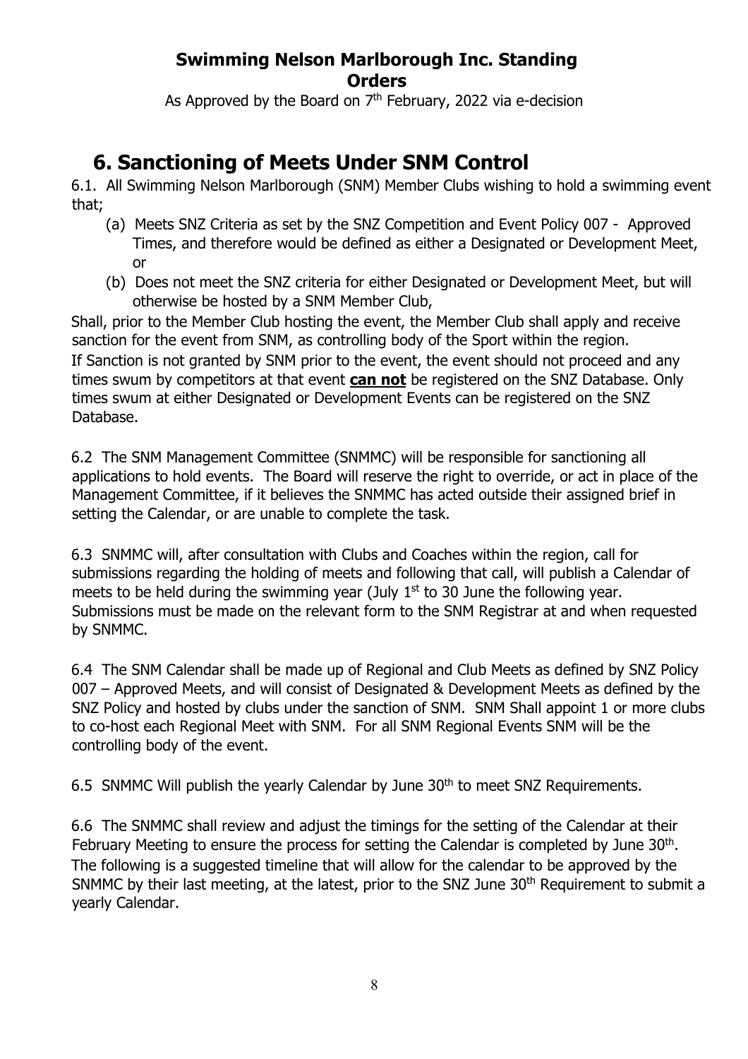**Swimming Nelson Marlborough Inc. Standing Orders**

As Approved by the Board on 7th February, 2022 via e-decision

# 6. Sanctioning of Meets Under SNM Control

6.1. All Swimming Nelson Marlborough (SNM) Member Clubs wishing to hold a swimming event that;

(a) Meets SNZ Criteria as set by the SNZ Competition and Event Policy 007 - Approved Times, and therefore would be defined as either a Designated or Development Meet, or

(b) Does not meet the SNZ criteria for either Designated or Development Meet, but will otherwise be hosted by a SNM Member Club,

Shall, prior to the Member Club hosting the event, the Member Club shall apply and receive sanction for the event from SNM, as controlling body of the Sport within the region.
If Sanction is not granted by SNM prior to the event, the event should not proceed and any times swum by competitors at that event **can not** be registered on the SNZ Database. Only times swum at either Designated or Development Events can be registered on the SNZ Database.

6.2 The SNM Management Committee (SNMMC) will be responsible for sanctioning all applications to hold events. The Board will reserve the right to override, or act in place of the Management Committee, if it believes the SNMMC has acted outside their assigned brief in setting the Calendar, or are unable to complete the task.

6.3 SNMMC will, after consultation with Clubs and Coaches within the region, call for submissions regarding the holding of meets and following that call, will publish a Calendar of meets to be held during the swimming year (July 1st to 30 June the following year. Submissions must be made on the relevant form to the SNM Registrar at and when requested by SNMMC.

6.4 The SNM Calendar shall be made up of Regional and Club Meets as defined by SNZ Policy 007 – Approved Meets, and will consist of Designated & Development Meets as defined by the SNZ Policy and hosted by clubs under the sanction of SNM. SNM Shall appoint 1 or more clubs to co-host each Regional Meet with SNM. For all SNM Regional Events SNM will be the controlling body of the event.

6.5 SNMMC Will publish the yearly Calendar by June 30th to meet SNZ Requirements.

6.6 The SNMMC shall review and adjust the timings for the setting of the Calendar at their February Meeting to ensure the process for setting the Calendar is completed by June 30th.
The following is a suggested timeline that will allow for the calendar to be approved by the SNMMC by their last meeting, at the latest, prior to the SNZ June 30th Requirement to submit a yearly Calendar.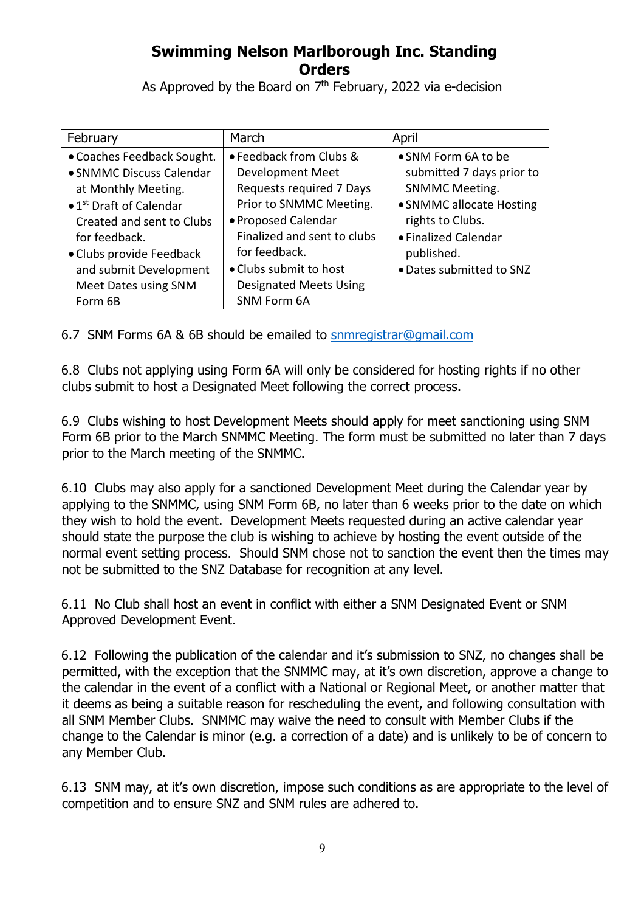# Swimming Nelson Marlborough Inc. Standing Orders

As Approved by the Board on 7th February, 2022 via e-decision

| February | March | April |
|---|---|---|
| • Coaches Feedback Sought.<br>• SNMMC Discuss Calendar at Monthly Meeting.<br>• 1st Draft of Calendar Created and sent to Clubs for feedback.<br>• Clubs provide Feedback and submit Development Meet Dates using SNM Form 6B | • Feedback from Clubs & Development Meet Requests required 7 Days Prior to SNMMC Meeting.<br>• Proposed Calendar Finalized and sent to clubs for feedback.<br>• Clubs submit to host Designated Meets Using SNM Form 6A | • SNM Form 6A to be submitted 7 days prior to SNMMC Meeting.<br>• SNMMC allocate Hosting rights to Clubs.<br>• Finalized Calendar published.<br>• Dates submitted to SNZ |

6.7 SNM Forms 6A & 6B should be emailed to snmregistrar@gmail.com

6.8 Clubs not applying using Form 6A will only be considered for hosting rights if no other clubs submit to host a Designated Meet following the correct process.

6.9 Clubs wishing to host Development Meets should apply for meet sanctioning using SNM Form 6B prior to the March SNMMC Meeting. The form must be submitted no later than 7 days prior to the March meeting of the SNMMC.

6.10 Clubs may also apply for a sanctioned Development Meet during the Calendar year by applying to the SNMMC, using SNM Form 6B, no later than 6 weeks prior to the date on which they wish to hold the event. Development Meets requested during an active calendar year should state the purpose the club is wishing to achieve by hosting the event outside of the normal event setting process. Should SNM chose not to sanction the event then the times may not be submitted to the SNZ Database for recognition at any level.

6.11 No Club shall host an event in conflict with either a SNM Designated Event or SNM Approved Development Event.

6.12 Following the publication of the calendar and it's submission to SNZ, no changes shall be permitted, with the exception that the SNMMC may, at it's own discretion, approve a change to the calendar in the event of a conflict with a National or Regional Meet, or another matter that it deems as being a suitable reason for rescheduling the event, and following consultation with all SNM Member Clubs. SNMMC may waive the need to consult with Member Clubs if the change to the Calendar is minor (e.g. a correction of a date) and is unlikely to be of concern to any Member Club.

6.13 SNM may, at it's own discretion, impose such conditions as are appropriate to the level of competition and to ensure SNZ and SNM rules are adhered to.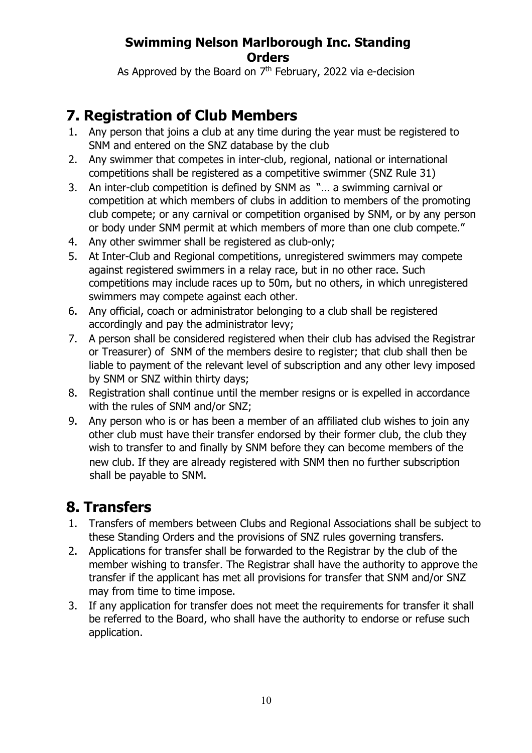## 7. Registration of Club Members

1. Any person that joins a club at any time during the year must be registered to SNM and entered on the SNZ database by the club
2. Any swimmer that competes in inter-club, regional, national or international competitions shall be registered as a competitive swimmer (SNZ Rule 31)
3. An inter-club competition is defined by SNM as "… a swimming carnival or competition at which members of clubs in addition to members of the promoting club compete; or any carnival or competition organised by SNM, or by any person or body under SNM permit at which members of more than one club compete."
4. Any other swimmer shall be registered as club-only;
5. At Inter-Club and Regional competitions, unregistered swimmers may compete against registered swimmers in a relay race, but in no other race. Such competitions may include races up to 50m, but no others, in which unregistered swimmers may compete against each other.
6. Any official, coach or administrator belonging to a club shall be registered accordingly and pay the administrator levy;
7. A person shall be considered registered when their club has advised the Registrar or Treasurer) of SNM of the members desire to register; that club shall then be liable to payment of the relevant level of subscription and any other levy imposed by SNM or SNZ within thirty days;
8. Registration shall continue until the member resigns or is expelled in accordance with the rules of SNM and/or SNZ;
9. Any person who is or has been a member of an affiliated club wishes to join any other club must have their transfer endorsed by their former club, the club they wish to transfer to and finally by SNM before they can become members of the new club. If they are already registered with SNM then no further subscription shall be payable to SNM.

## 8. Transfers

1. Transfers of members between Clubs and Regional Associations shall be subject to these Standing Orders and the provisions of SNZ rules governing transfers.
2. Applications for transfer shall be forwarded to the Registrar by the club of the member wishing to transfer. The Registrar shall have the authority to approve the transfer if the applicant has met all provisions for transfer that SNM and/or SNZ may from time to time impose.
3. If any application for transfer does not meet the requirements for transfer it shall be referred to the Board, who shall have the authority to endorse or refuse such application.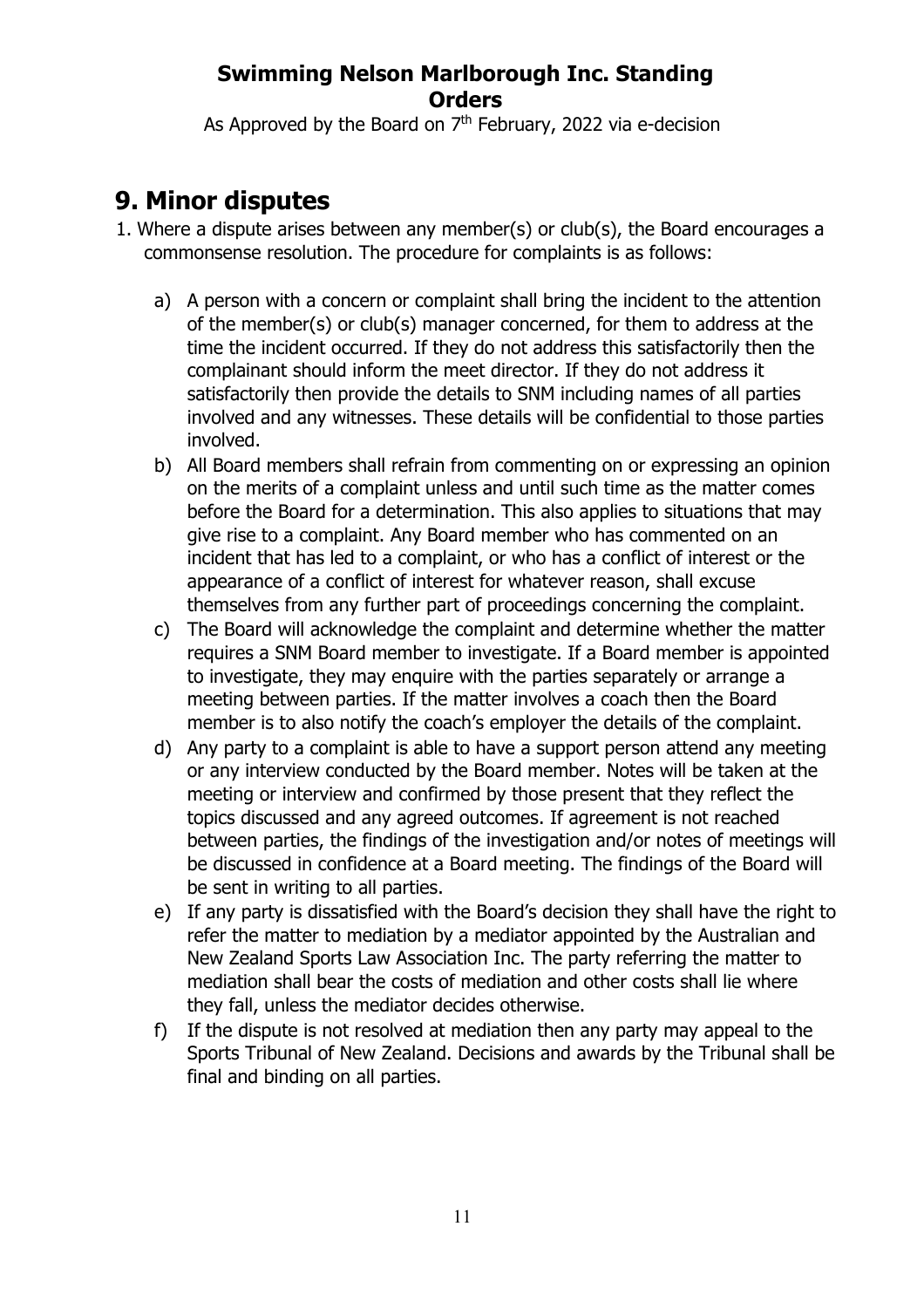## 9. Minor disputes

1. Where a dispute arises between any member(s) or club(s), the Board encourages a commonsense resolution. The procedure for complaints is as follows:

    a) A person with a concern or complaint shall bring the incident to the attention of the member(s) or club(s) manager concerned, for them to address at the time the incident occurred. If they do not address this satisfactorily then the complainant should inform the meet director. If they do not address it satisfactorily then provide the details to SNM including names of all parties involved and any witnesses. These details will be confidential to those parties involved.

    b) All Board members shall refrain from commenting on or expressing an opinion on the merits of a complaint unless and until such time as the matter comes before the Board for a determination. This also applies to situations that may give rise to a complaint. Any Board member who has commented on an incident that has led to a complaint, or who has a conflict of interest or the appearance of a conflict of interest for whatever reason, shall excuse themselves from any further part of proceedings concerning the complaint.

    c) The Board will acknowledge the complaint and determine whether the matter requires a SNM Board member to investigate. If a Board member is appointed to investigate, they may enquire with the parties separately or arrange a meeting between parties. If the matter involves a coach then the Board member is to also notify the coach's employer the details of the complaint.

    d) Any party to a complaint is able to have a support person attend any meeting or any interview conducted by the Board member. Notes will be taken at the meeting or interview and confirmed by those present that they reflect the topics discussed and any agreed outcomes. If agreement is not reached between parties, the findings of the investigation and/or notes of meetings will be discussed in confidence at a Board meeting. The findings of the Board will be sent in writing to all parties.

    e) If any party is dissatisfied with the Board's decision they shall have the right to refer the matter to mediation by a mediator appointed by the Australian and New Zealand Sports Law Association Inc. The party referring the matter to mediation shall bear the costs of mediation and other costs shall lie where they fall, unless the mediator decides otherwise.

    f) If the dispute is not resolved at mediation then any party may appeal to the Sports Tribunal of New Zealand. Decisions and awards by the Tribunal shall be final and binding on all parties.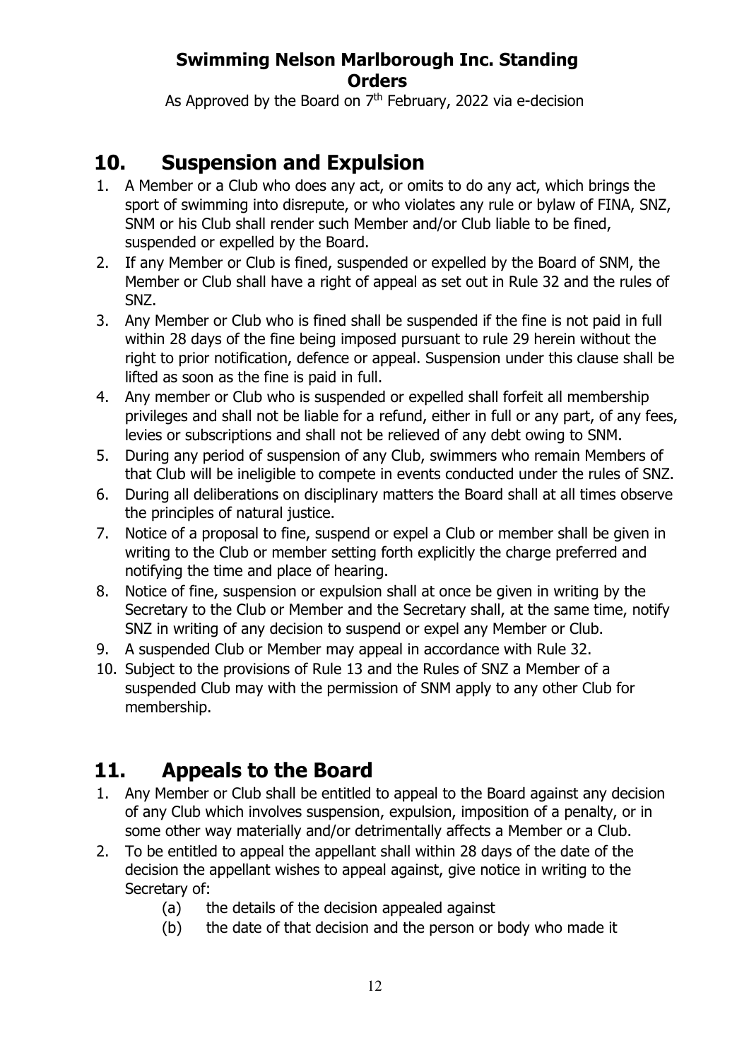## 10. Suspension and Expulsion

1. A Member or a Club who does any act, or omits to do any act, which brings the sport of swimming into disrepute, or who violates any rule or bylaw of FINA, SNZ, SNM or his Club shall render such Member and/or Club liable to be fined, suspended or expelled by the Board.
2. If any Member or Club is fined, suspended or expelled by the Board of SNM, the Member or Club shall have a right of appeal as set out in Rule 32 and the rules of SNZ.
3. Any Member or Club who is fined shall be suspended if the fine is not paid in full within 28 days of the fine being imposed pursuant to rule 29 herein without the right to prior notification, defence or appeal. Suspension under this clause shall be lifted as soon as the fine is paid in full.
4. Any member or Club who is suspended or expelled shall forfeit all membership privileges and shall not be liable for a refund, either in full or any part, of any fees, levies or subscriptions and shall not be relieved of any debt owing to SNM.
5. During any period of suspension of any Club, swimmers who remain Members of that Club will be ineligible to compete in events conducted under the rules of SNZ.
6. During all deliberations on disciplinary matters the Board shall at all times observe the principles of natural justice.
7. Notice of a proposal to fine, suspend or expel a Club or member shall be given in writing to the Club or member setting forth explicitly the charge preferred and notifying the time and place of hearing.
8. Notice of fine, suspension or expulsion shall at once be given in writing by the Secretary to the Club or Member and the Secretary shall, at the same time, notify SNZ in writing of any decision to suspend or expel any Member or Club.
9. A suspended Club or Member may appeal in accordance with Rule 32.
10. Subject to the provisions of Rule 13 and the Rules of SNZ a Member of a suspended Club may with the permission of SNM apply to any other Club for membership.

## 11. Appeals to the Board

1. Any Member or Club shall be entitled to appeal to the Board against any decision of any Club which involves suspension, expulsion, imposition of a penalty, or in some other way materially and/or detrimentally affects a Member or a Club.
2. To be entitled to appeal the appellant shall within 28 days of the date of the decision the appellant wishes to appeal against, give notice in writing to the Secretary of:
   - (a) the details of the decision appealed against
   - (b) the date of that decision and the person or body who made it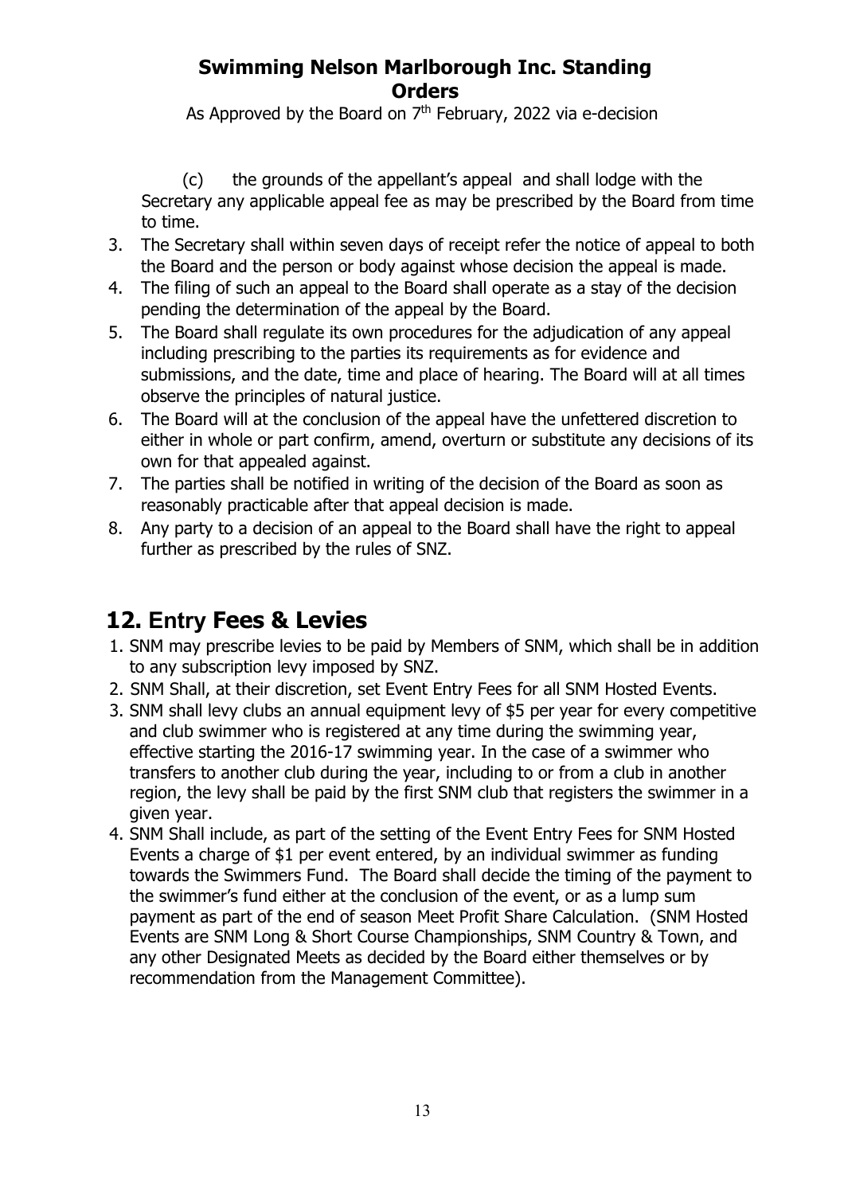(c) the grounds of the appellant's appeal and shall lodge with the Secretary any applicable appeal fee as may be prescribed by the Board from time to time.

3. The Secretary shall within seven days of receipt refer the notice of appeal to both the Board and the person or body against whose decision the appeal is made.
4. The filing of such an appeal to the Board shall operate as a stay of the decision pending the determination of the appeal by the Board.
5. The Board shall regulate its own procedures for the adjudication of any appeal including prescribing to the parties its requirements as for evidence and submissions, and the date, time and place of hearing. The Board will at all times observe the principles of natural justice.
6. The Board will at the conclusion of the appeal have the unfettered discretion to either in whole or part confirm, amend, overturn or substitute any decisions of its own for that appealed against.
7. The parties shall be notified in writing of the decision of the Board as soon as reasonably practicable after that appeal decision is made.
8. Any party to a decision of an appeal to the Board shall have the right to appeal further as prescribed by the rules of SNZ.

# 12. Entry Fees & Levies

1. SNM may prescribe levies to be paid by Members of SNM, which shall be in addition to any subscription levy imposed by SNZ.
2. SNM Shall, at their discretion, set Event Entry Fees for all SNM Hosted Events.
3. SNM shall levy clubs an annual equipment levy of $5 per year for every competitive and club swimmer who is registered at any time during the swimming year, effective starting the 2016-17 swimming year. In the case of a swimmer who transfers to another club during the year, including to or from a club in another region, the levy shall be paid by the first SNM club that registers the swimmer in a given year.
4. SNM Shall include, as part of the setting of the Event Entry Fees for SNM Hosted Events a charge of $1 per event entered, by an individual swimmer as funding towards the Swimmers Fund. The Board shall decide the timing of the payment to the swimmer's fund either at the conclusion of the event, or as a lump sum payment as part of the end of season Meet Profit Share Calculation. (SNM Hosted Events are SNM Long & Short Course Championships, SNM Country & Town, and any other Designated Meets as decided by the Board either themselves or by recommendation from the Management Committee).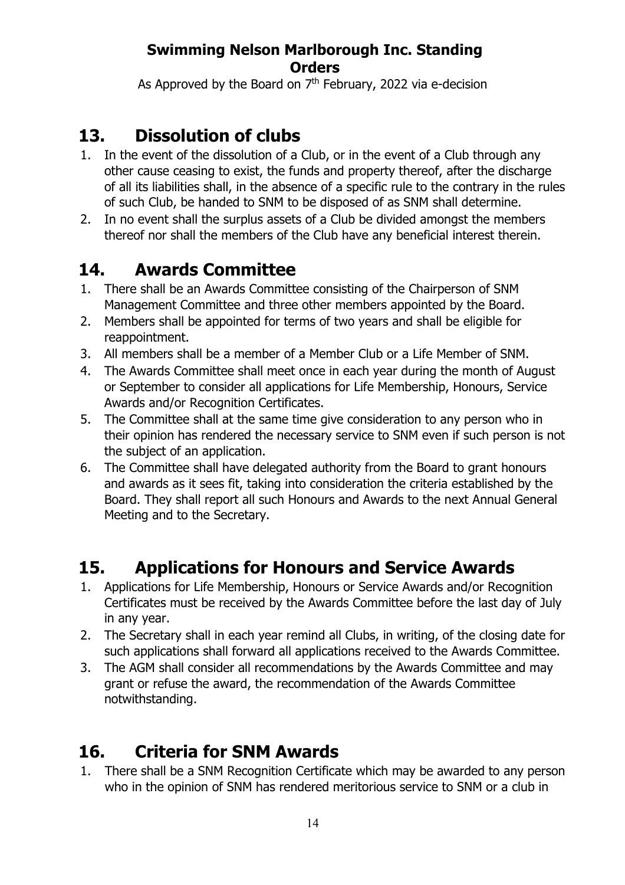## 13. Dissolution of clubs

1. In the event of the dissolution of a Club, or in the event of a Club through any other cause ceasing to exist, the funds and property thereof, after the discharge of all its liabilities shall, in the absence of a specific rule to the contrary in the rules of such Club, be handed to SNM to be disposed of as SNM shall determine.
2. In no event shall the surplus assets of a Club be divided amongst the members thereof nor shall the members of the Club have any beneficial interest therein.

## 14. Awards Committee

1. There shall be an Awards Committee consisting of the Chairperson of SNM Management Committee and three other members appointed by the Board.
2. Members shall be appointed for terms of two years and shall be eligible for reappointment.
3. All members shall be a member of a Member Club or a Life Member of SNM.
4. The Awards Committee shall meet once in each year during the month of August or September to consider all applications for Life Membership, Honours, Service Awards and/or Recognition Certificates.
5. The Committee shall at the same time give consideration to any person who in their opinion has rendered the necessary service to SNM even if such person is not the subject of an application.
6. The Committee shall have delegated authority from the Board to grant honours and awards as it sees fit, taking into consideration the criteria established by the Board. They shall report all such Honours and Awards to the next Annual General Meeting and to the Secretary.

## 15. Applications for Honours and Service Awards

1. Applications for Life Membership, Honours or Service Awards and/or Recognition Certificates must be received by the Awards Committee before the last day of July in any year.
2. The Secretary shall in each year remind all Clubs, in writing, of the closing date for such applications shall forward all applications received to the Awards Committee.
3. The AGM shall consider all recommendations by the Awards Committee and may grant or refuse the award, the recommendation of the Awards Committee notwithstanding.

## 16. Criteria for SNM Awards

1. There shall be a SNM Recognition Certificate which may be awarded to any person who in the opinion of SNM has rendered meritorious service to SNM or a club in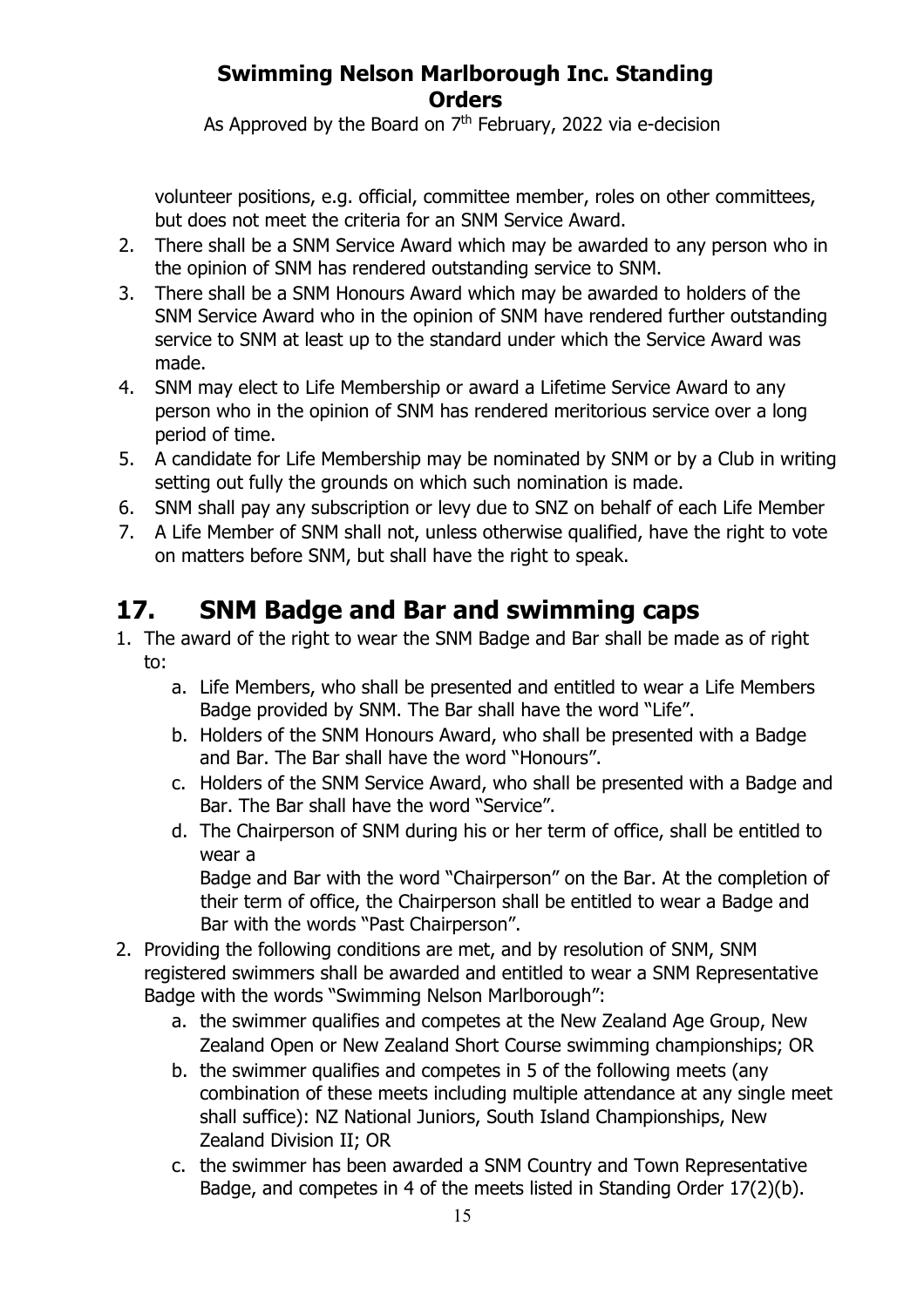volunteer positions, e.g. official, committee member, roles on other committees, but does not meet the criteria for an SNM Service Award.

2. There shall be a SNM Service Award which may be awarded to any person who in the opinion of SNM has rendered outstanding service to SNM.
3. There shall be a SNM Honours Award which may be awarded to holders of the SNM Service Award who in the opinion of SNM have rendered further outstanding service to SNM at least up to the standard under which the Service Award was made.
4. SNM may elect to Life Membership or award a Lifetime Service Award to any person who in the opinion of SNM has rendered meritorious service over a long period of time.
5. A candidate for Life Membership may be nominated by SNM or by a Club in writing setting out fully the grounds on which such nomination is made.
6. SNM shall pay any subscription or levy due to SNZ on behalf of each Life Member
7. A Life Member of SNM shall not, unless otherwise qualified, have the right to vote on matters before SNM, but shall have the right to speak.

# 17. SNM Badge and Bar and swimming caps

1. The award of the right to wear the SNM Badge and Bar shall be made as of right to:
   a. Life Members, who shall be presented and entitled to wear a Life Members Badge provided by SNM. The Bar shall have the word "Life".
   b. Holders of the SNM Honours Award, who shall be presented with a Badge and Bar. The Bar shall have the word "Honours".
   c. Holders of the SNM Service Award, who shall be presented with a Badge and Bar. The Bar shall have the word "Service".
   d. The Chairperson of SNM during his or her term of office, shall be entitled to wear a
      Badge and Bar with the word "Chairperson" on the Bar. At the completion of their term of office, the Chairperson shall be entitled to wear a Badge and Bar with the words "Past Chairperson".
2. Providing the following conditions are met, and by resolution of SNM, SNM registered swimmers shall be awarded and entitled to wear a SNM Representative Badge with the words "Swimming Nelson Marlborough":
   a. the swimmer qualifies and competes at the New Zealand Age Group, New Zealand Open or New Zealand Short Course swimming championships; OR
   b. the swimmer qualifies and competes in 5 of the following meets (any combination of these meets including multiple attendance at any single meet shall suffice): NZ National Juniors, South Island Championships, New Zealand Division II; OR
   c. the swimmer has been awarded a SNM Country and Town Representative Badge, and competes in 4 of the meets listed in Standing Order 17(2)(b).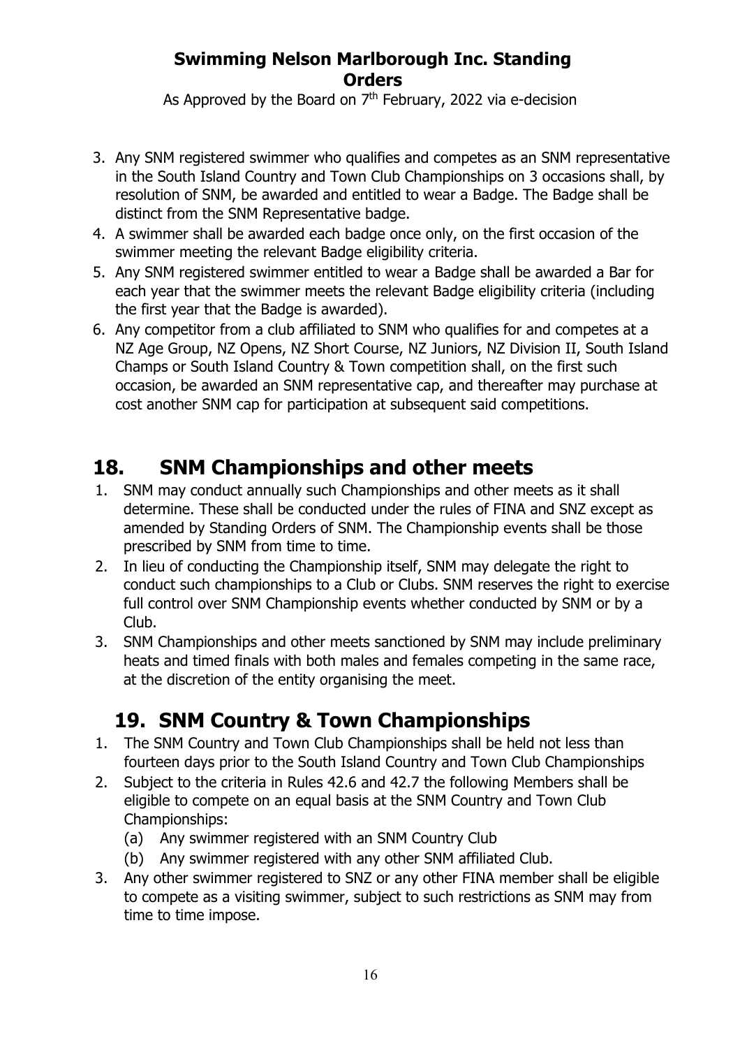3. Any SNM registered swimmer who qualifies and competes as an SNM representative in the South Island Country and Town Club Championships on 3 occasions shall, by resolution of SNM, be awarded and entitled to wear a Badge. The Badge shall be distinct from the SNM Representative badge.
4. A swimmer shall be awarded each badge once only, on the first occasion of the swimmer meeting the relevant Badge eligibility criteria.
5. Any SNM registered swimmer entitled to wear a Badge shall be awarded a Bar for each year that the swimmer meets the relevant Badge eligibility criteria (including the first year that the Badge is awarded).
6. Any competitor from a club affiliated to SNM who qualifies for and competes at a NZ Age Group, NZ Opens, NZ Short Course, NZ Juniors, NZ Division II, South Island Champs or South Island Country & Town competition shall, on the first such occasion, be awarded an SNM representative cap, and thereafter may purchase at cost another SNM cap for participation at subsequent said competitions.

## 18. SNM Championships and other meets

1. SNM may conduct annually such Championships and other meets as it shall determine. These shall be conducted under the rules of FINA and SNZ except as amended by Standing Orders of SNM. The Championship events shall be those prescribed by SNM from time to time.
2. In lieu of conducting the Championship itself, SNM may delegate the right to conduct such championships to a Club or Clubs. SNM reserves the right to exercise full control over SNM Championship events whether conducted by SNM or by a Club.
3. SNM Championships and other meets sanctioned by SNM may include preliminary heats and timed finals with both males and females competing in the same race, at the discretion of the entity organising the meet.

## 19. SNM Country & Town Championships

1. The SNM Country and Town Club Championships shall be held not less than fourteen days prior to the South Island Country and Town Club Championships
2. Subject to the criteria in Rules 42.6 and 42.7 the following Members shall be eligible to compete on an equal basis at the SNM Country and Town Club Championships:
   (a) Any swimmer registered with an SNM Country Club
   (b) Any swimmer registered with any other SNM affiliated Club.
3. Any other swimmer registered to SNZ or any other FINA member shall be eligible to compete as a visiting swimmer, subject to such restrictions as SNM may from time to time impose.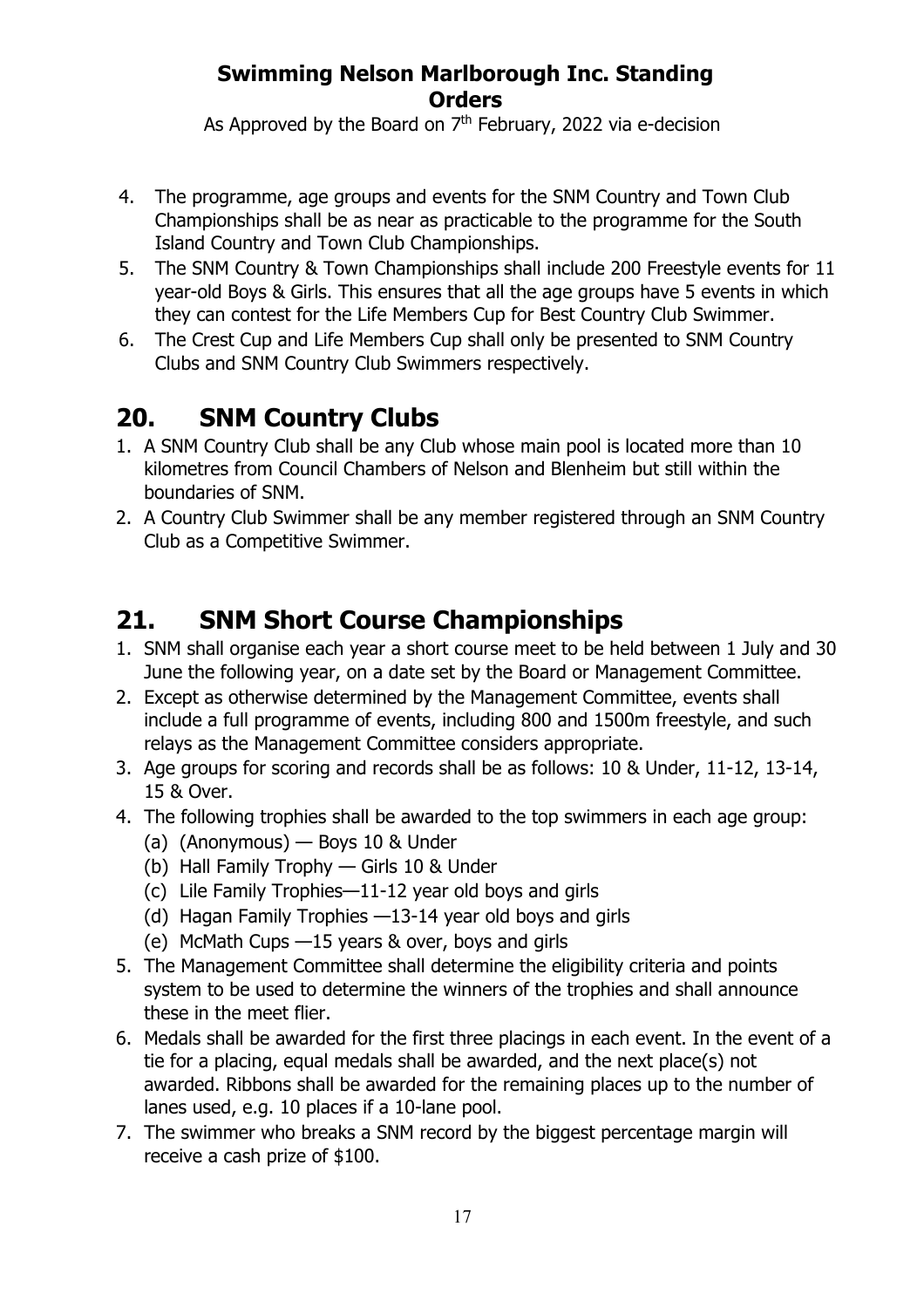4. The programme, age groups and events for the SNM Country and Town Club Championships shall be as near as practicable to the programme for the South Island Country and Town Club Championships.
5. The SNM Country & Town Championships shall include 200 Freestyle events for 11 year-old Boys & Girls. This ensures that all the age groups have 5 events in which they can contest for the Life Members Cup for Best Country Club Swimmer.
6. The Crest Cup and Life Members Cup shall only be presented to SNM Country Clubs and SNM Country Club Swimmers respectively.

## 20. SNM Country Clubs

1. A SNM Country Club shall be any Club whose main pool is located more than 10 kilometres from Council Chambers of Nelson and Blenheim but still within the boundaries of SNM.
2. A Country Club Swimmer shall be any member registered through an SNM Country Club as a Competitive Swimmer.

## 21. SNM Short Course Championships

1. SNM shall organise each year a short course meet to be held between 1 July and 30 June the following year, on a date set by the Board or Management Committee.
2. Except as otherwise determined by the Management Committee, events shall include a full programme of events, including 800 and 1500m freestyle, and such relays as the Management Committee considers appropriate.
3. Age groups for scoring and records shall be as follows: 10 & Under, 11-12, 13-14, 15 & Over.
4. The following trophies shall be awarded to the top swimmers in each age group:
   (a) (Anonymous) — Boys 10 & Under
   (b) Hall Family Trophy — Girls 10 & Under
   (c) Lile Family Trophies—11-12 year old boys and girls
   (d) Hagan Family Trophies —13-14 year old boys and girls
   (e) McMath Cups —15 years & over, boys and girls
5. The Management Committee shall determine the eligibility criteria and points system to be used to determine the winners of the trophies and shall announce these in the meet flier.
6. Medals shall be awarded for the first three placings in each event. In the event of a tie for a placing, equal medals shall be awarded, and the next place(s) not awarded. Ribbons shall be awarded for the remaining places up to the number of lanes used, e.g. 10 places if a 10-lane pool.
7. The swimmer who breaks a SNM record by the biggest percentage margin will receive a cash prize of $100.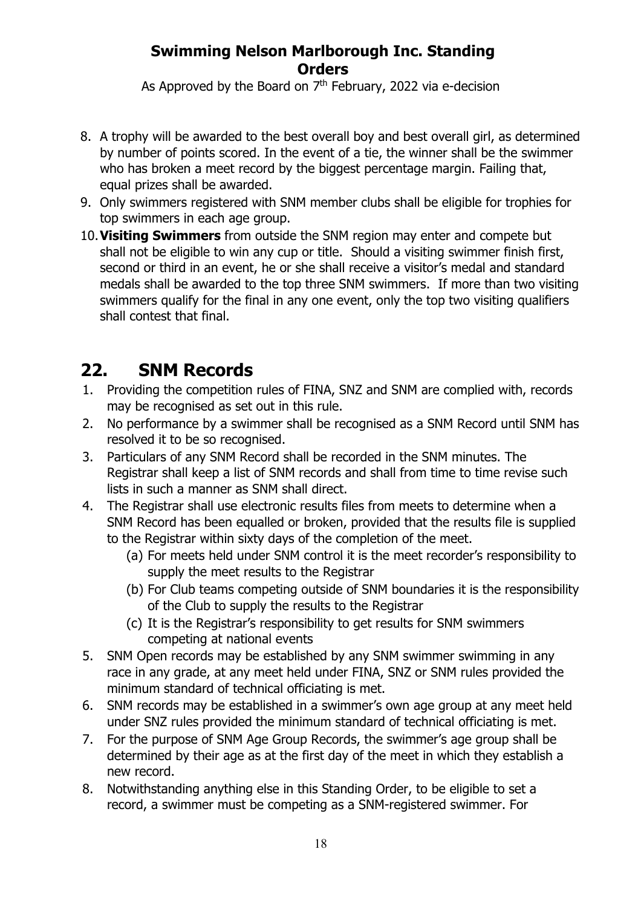8. A trophy will be awarded to the best overall boy and best overall girl, as determined by number of points scored. In the event of a tie, the winner shall be the swimmer who has broken a meet record by the biggest percentage margin. Failing that, equal prizes shall be awarded.
9. Only swimmers registered with SNM member clubs shall be eligible for trophies for top swimmers in each age group.
10. **Visiting Swimmers** from outside the SNM region may enter and compete but shall not be eligible to win any cup or title. Should a visiting swimmer finish first, second or third in an event, he or she shall receive a visitor's medal and standard medals shall be awarded to the top three SNM swimmers. If more than two visiting swimmers qualify for the final in any one event, only the top two visiting qualifiers shall contest that final.

## 22. SNM Records

1. Providing the competition rules of FINA, SNZ and SNM are complied with, records may be recognised as set out in this rule.
2. No performance by a swimmer shall be recognised as a SNM Record until SNM has resolved it to be so recognised.
3. Particulars of any SNM Record shall be recorded in the SNM minutes. The Registrar shall keep a list of SNM records and shall from time to time revise such lists in such a manner as SNM shall direct.
4. The Registrar shall use electronic results files from meets to determine when a SNM Record has been equalled or broken, provided that the results file is supplied to the Registrar within sixty days of the completion of the meet.
   (a) For meets held under SNM control it is the meet recorder's responsibility to supply the meet results to the Registrar
   (b) For Club teams competing outside of SNM boundaries it is the responsibility of the Club to supply the results to the Registrar
   (c) It is the Registrar's responsibility to get results for SNM swimmers competing at national events
5. SNM Open records may be established by any SNM swimmer swimming in any race in any grade, at any meet held under FINA, SNZ or SNM rules provided the minimum standard of technical officiating is met.
6. SNM records may be established in a swimmer's own age group at any meet held under SNZ rules provided the minimum standard of technical officiating is met.
7. For the purpose of SNM Age Group Records, the swimmer's age group shall be determined by their age as at the first day of the meet in which they establish a new record.
8. Notwithstanding anything else in this Standing Order, to be eligible to set a record, a swimmer must be competing as a SNM-registered swimmer. For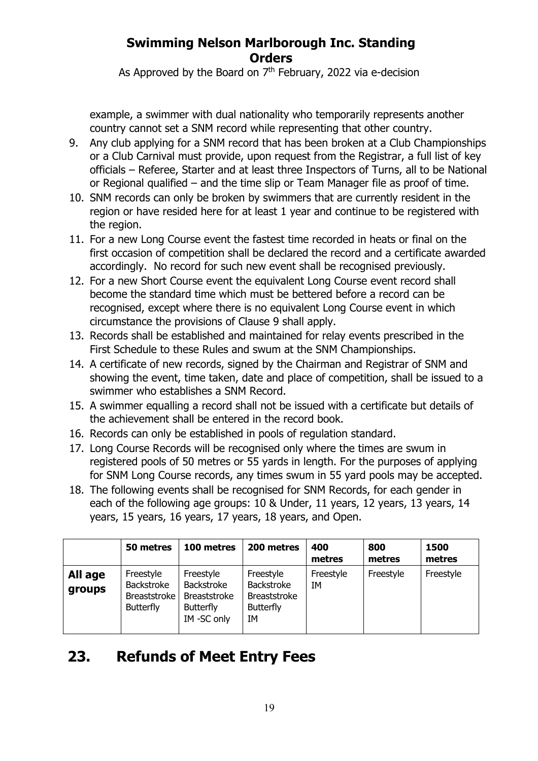example, a swimmer with dual nationality who temporarily represents another country cannot set a SNM record while representing that other country.

9. Any club applying for a SNM record that has been broken at a Club Championships or a Club Carnival must provide, upon request from the Registrar, a full list of key officials – Referee, Starter and at least three Inspectors of Turns, all to be National or Regional qualified – and the time slip or Team Manager file as proof of time.
10. SNM records can only be broken by swimmers that are currently resident in the region or have resided here for at least 1 year and continue to be registered with the region.
11. For a new Long Course event the fastest time recorded in heats or final on the first occasion of competition shall be declared the record and a certificate awarded accordingly. No record for such new event shall be recognised previously.
12. For a new Short Course event the equivalent Long Course event record shall become the standard time which must be bettered before a record can be recognised, except where there is no equivalent Long Course event in which circumstance the provisions of Clause 9 shall apply.
13. Records shall be established and maintained for relay events prescribed in the First Schedule to these Rules and swum at the SNM Championships.
14. A certificate of new records, signed by the Chairman and Registrar of SNM and showing the event, time taken, date and place of competition, shall be issued to a swimmer who establishes a SNM Record.
15. A swimmer equalling a record shall not be issued with a certificate but details of the achievement shall be entered in the record book.
16. Records can only be established in pools of regulation standard.
17. Long Course Records will be recognised only where the times are swum in registered pools of 50 metres or 55 yards in length. For the purposes of applying for SNM Long Course records, any times swum in 55 yard pools may be accepted.
18. The following events shall be recognised for SNM Records, for each gender in each of the following age groups: 10 & Under, 11 years, 12 years, 13 years, 14 years, 15 years, 16 years, 17 years, 18 years, and Open.

| | 50 metres | 100 metres | 200 metres | 400 metres | 800 metres | 1500 metres |
|---|---|---|---|---|---|---|
| **All age groups** | Freestyle<br>Backstroke<br>Breaststroke<br>Butterfly | Freestyle<br>Backstroke<br>Breaststroke<br>Butterfly<br>IM -SC only | Freestyle<br>Backstroke<br>Breaststroke<br>Butterfly<br>IM | Freestyle<br>IM | Freestyle | Freestyle |

# 23. Refunds of Meet Entry Fees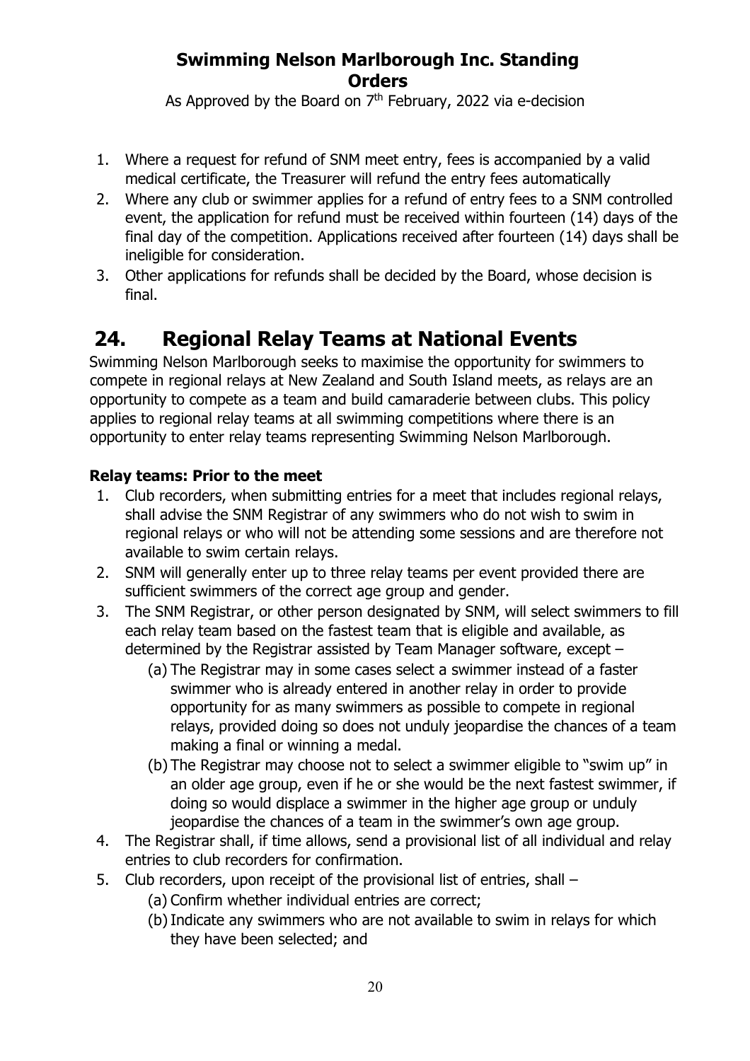1. Where a request for refund of SNM meet entry, fees is accompanied by a valid medical certificate, the Treasurer will refund the entry fees automatically
2. Where any club or swimmer applies for a refund of entry fees to a SNM controlled event, the application for refund must be received within fourteen (14) days of the final day of the competition. Applications received after fourteen (14) days shall be ineligible for consideration.
3. Other applications for refunds shall be decided by the Board, whose decision is final.

# 24. Regional Relay Teams at National Events

Swimming Nelson Marlborough seeks to maximise the opportunity for swimmers to compete in regional relays at New Zealand and South Island meets, as relays are an opportunity to compete as a team and build camaraderie between clubs. This policy applies to regional relay teams at all swimming competitions where there is an opportunity to enter relay teams representing Swimming Nelson Marlborough.

**Relay teams: Prior to the meet**

1. Club recorders, when submitting entries for a meet that includes regional relays, shall advise the SNM Registrar of any swimmers who do not wish to swim in regional relays or who will not be attending some sessions and are therefore not available to swim certain relays.
2. SNM will generally enter up to three relay teams per event provided there are sufficient swimmers of the correct age group and gender.
3. The SNM Registrar, or other person designated by SNM, will select swimmers to fill each relay team based on the fastest team that is eligible and available, as determined by the Registrar assisted by Team Manager software, except –
   (a) The Registrar may in some cases select a swimmer instead of a faster swimmer who is already entered in another relay in order to provide opportunity for as many swimmers as possible to compete in regional relays, provided doing so does not unduly jeopardise the chances of a team making a final or winning a medal.
   (b) The Registrar may choose not to select a swimmer eligible to "swim up" in an older age group, even if he or she would be the next fastest swimmer, if doing so would displace a swimmer in the higher age group or unduly jeopardise the chances of a team in the swimmer's own age group.
4. The Registrar shall, if time allows, send a provisional list of all individual and relay entries to club recorders for confirmation.
5. Club recorders, upon receipt of the provisional list of entries, shall –
   (a) Confirm whether individual entries are correct;
   (b) Indicate any swimmers who are not available to swim in relays for which they have been selected; and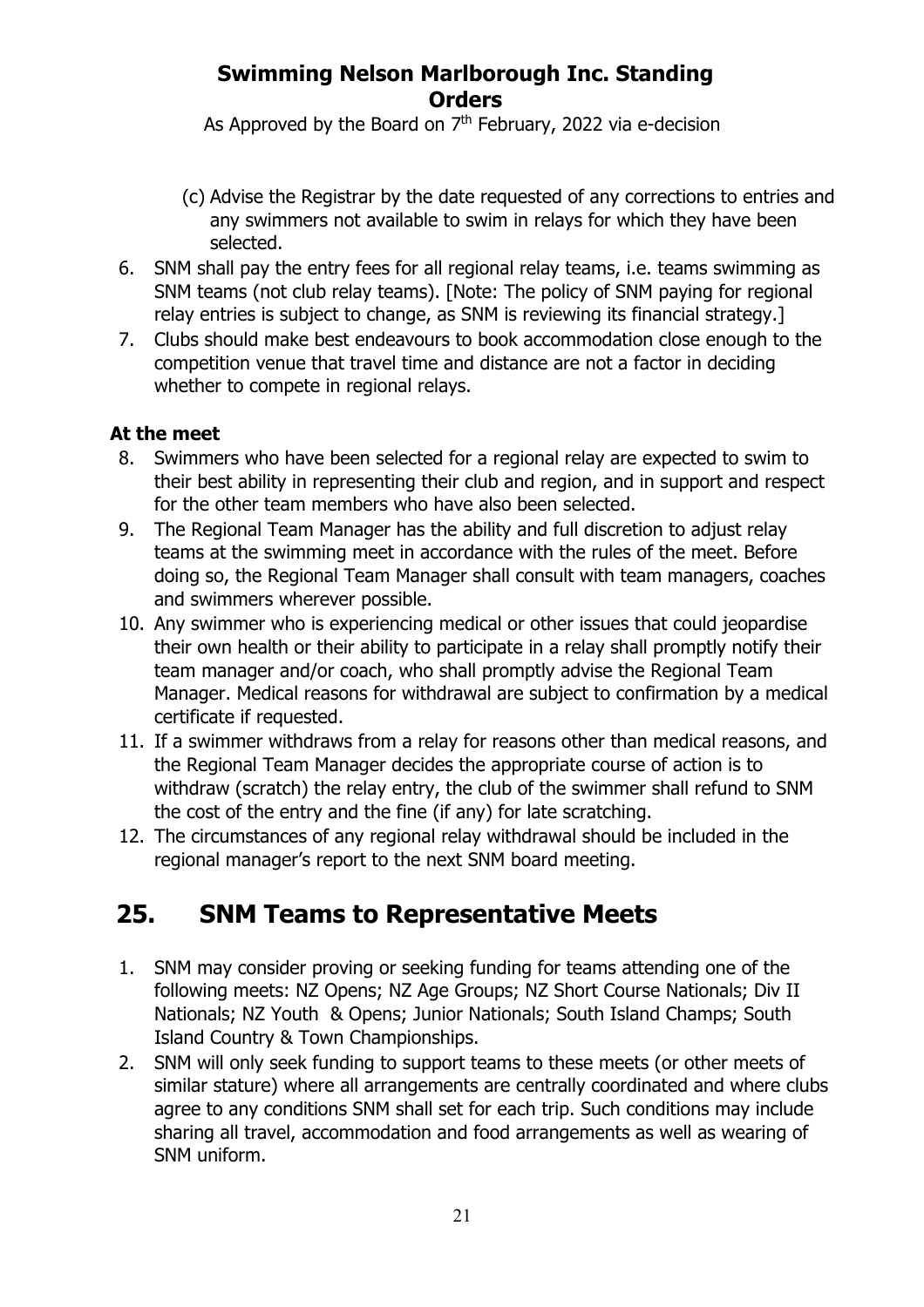(c) Advise the Registrar by the date requested of any corrections to entries and any swimmers not available to swim in relays for which they have been selected.

6. SNM shall pay the entry fees for all regional relay teams, i.e. teams swimming as SNM teams (not club relay teams). [Note: The policy of SNM paying for regional relay entries is subject to change, as SNM is reviewing its financial strategy.]
7. Clubs should make best endeavours to book accommodation close enough to the competition venue that travel time and distance are not a factor in deciding whether to compete in regional relays.

**At the meet**

8. Swimmers who have been selected for a regional relay are expected to swim to their best ability in representing their club and region, and in support and respect for the other team members who have also been selected.
9. The Regional Team Manager has the ability and full discretion to adjust relay teams at the swimming meet in accordance with the rules of the meet. Before doing so, the Regional Team Manager shall consult with team managers, coaches and swimmers wherever possible.
10. Any swimmer who is experiencing medical or other issues that could jeopardise their own health or their ability to participate in a relay shall promptly notify their team manager and/or coach, who shall promptly advise the Regional Team Manager. Medical reasons for withdrawal are subject to confirmation by a medical certificate if requested.
11. If a swimmer withdraws from a relay for reasons other than medical reasons, and the Regional Team Manager decides the appropriate course of action is to withdraw (scratch) the relay entry, the club of the swimmer shall refund to SNM the cost of the entry and the fine (if any) for late scratching.
12. The circumstances of any regional relay withdrawal should be included in the regional manager's report to the next SNM board meeting.

## 25. SNM Teams to Representative Meets

1. SNM may consider proving or seeking funding for teams attending one of the following meets: NZ Opens; NZ Age Groups; NZ Short Course Nationals; Div II Nationals; NZ Youth & Opens; Junior Nationals; South Island Champs; South Island Country & Town Championships.
2. SNM will only seek funding to support teams to these meets (or other meets of similar stature) where all arrangements are centrally coordinated and where clubs agree to any conditions SNM shall set for each trip. Such conditions may include sharing all travel, accommodation and food arrangements as well as wearing of SNM uniform.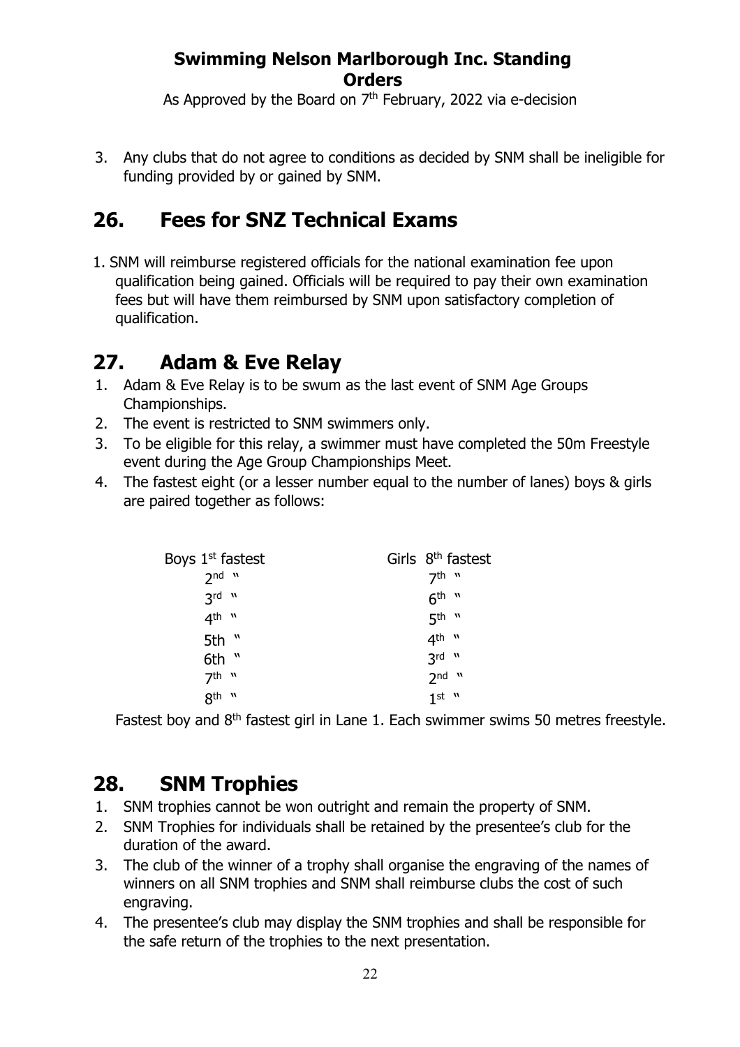3. Any clubs that do not agree to conditions as decided by SNM shall be ineligible for funding provided by or gained by SNM.

# 26. Fees for SNZ Technical Exams

1. SNM will reimburse registered officials for the national examination fee upon qualification being gained. Officials will be required to pay their own examination fees but will have them reimbursed by SNM upon satisfactory completion of qualification.

# 27. Adam & Eve Relay

1. Adam & Eve Relay is to be swum as the last event of SNM Age Groups Championships.
2. The event is restricted to SNM swimmers only.
3. To be eligible for this relay, a swimmer must have completed the 50m Freestyle event during the Age Group Championships Meet.
4. The fastest eight (or a lesser number equal to the number of lanes) boys & girls are paired together as follows:

| Boys | Girls |
|---|---|
| Boys 1st fastest | Girls 8th fastest |
| 2nd " | 7th " |
| 3rd " | 6th " |
| 4th " | 5th " |
| 5th " | 4th " |
| 6th " | 3rd " |
| 7th " | 2nd " |
| 8th " | 1st " |

Fastest boy and 8th fastest girl in Lane 1. Each swimmer swims 50 metres freestyle.

# 28. SNM Trophies

1. SNM trophies cannot be won outright and remain the property of SNM.
2. SNM Trophies for individuals shall be retained by the presentee's club for the duration of the award.
3. The club of the winner of a trophy shall organise the engraving of the names of winners on all SNM trophies and SNM shall reimburse clubs the cost of such engraving.
4. The presentee's club may display the SNM trophies and shall be responsible for the safe return of the trophies to the next presentation.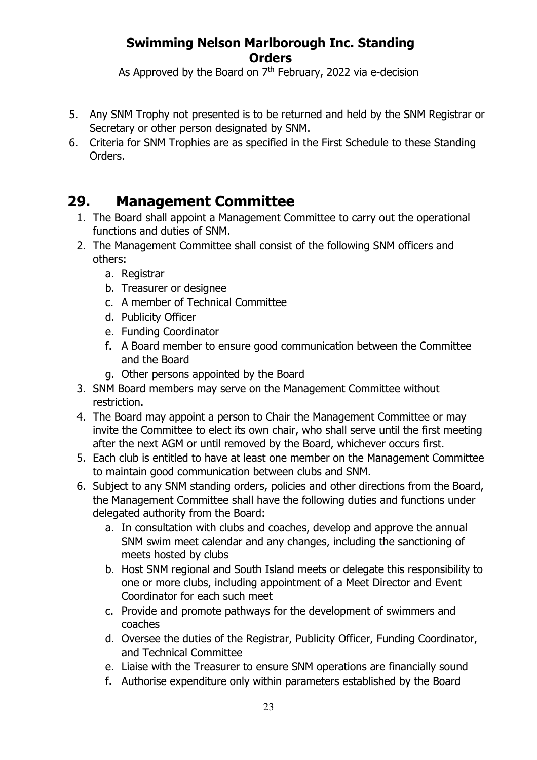5. Any SNM Trophy not presented is to be returned and held by the SNM Registrar or Secretary or other person designated by SNM.
6. Criteria for SNM Trophies are as specified in the First Schedule to these Standing Orders.

## 29. Management Committee

1. The Board shall appoint a Management Committee to carry out the operational functions and duties of SNM.
2. The Management Committee shall consist of the following SNM officers and others:
   a. Registrar
   b. Treasurer or designee
   c. A member of Technical Committee
   d. Publicity Officer
   e. Funding Coordinator
   f. A Board member to ensure good communication between the Committee and the Board
   g. Other persons appointed by the Board
3. SNM Board members may serve on the Management Committee without restriction.
4. The Board may appoint a person to Chair the Management Committee or may invite the Committee to elect its own chair, who shall serve until the first meeting after the next AGM or until removed by the Board, whichever occurs first.
5. Each club is entitled to have at least one member on the Management Committee to maintain good communication between clubs and SNM.
6. Subject to any SNM standing orders, policies and other directions from the Board, the Management Committee shall have the following duties and functions under delegated authority from the Board:
   a. In consultation with clubs and coaches, develop and approve the annual SNM swim meet calendar and any changes, including the sanctioning of meets hosted by clubs
   b. Host SNM regional and South Island meets or delegate this responsibility to one or more clubs, including appointment of a Meet Director and Event Coordinator for each such meet
   c. Provide and promote pathways for the development of swimmers and coaches
   d. Oversee the duties of the Registrar, Publicity Officer, Funding Coordinator, and Technical Committee
   e. Liaise with the Treasurer to ensure SNM operations are financially sound
   f. Authorise expenditure only within parameters established by the Board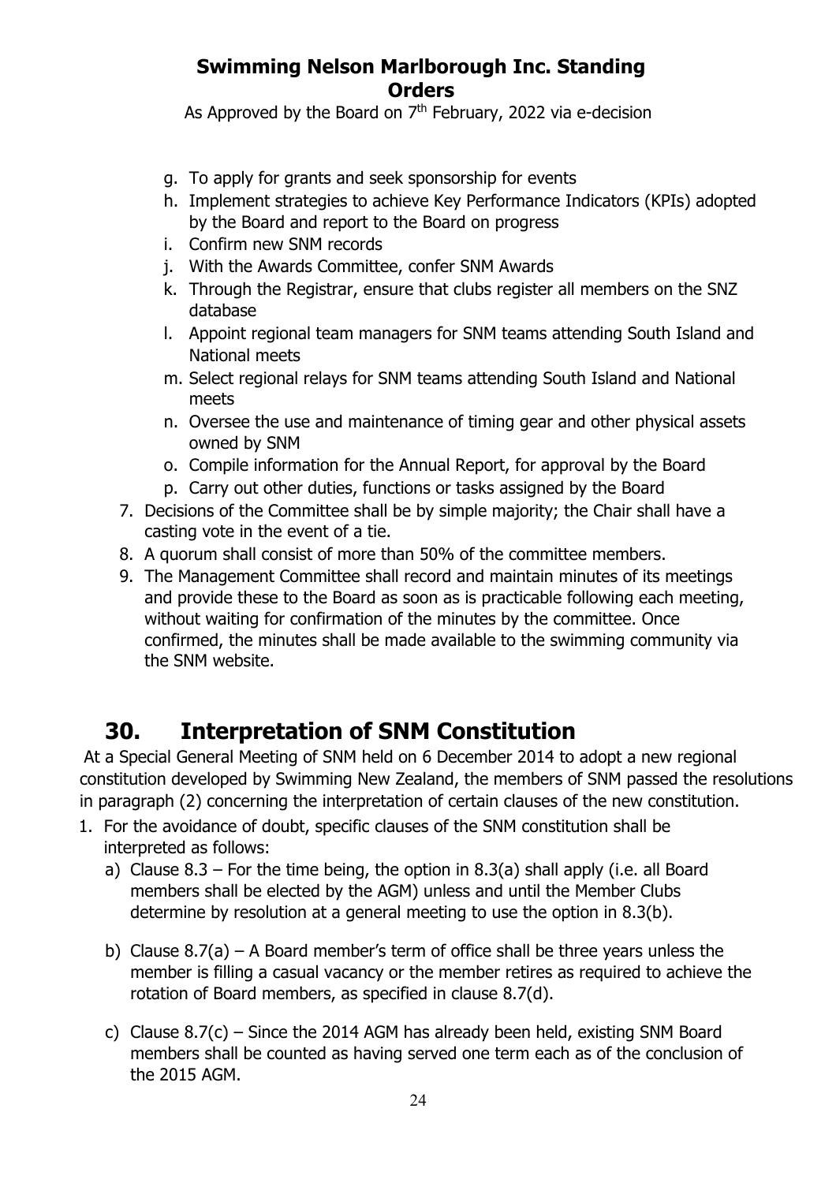g. To apply for grants and seek sponsorship for events
h. Implement strategies to achieve Key Performance Indicators (KPIs) adopted by the Board and report to the Board on progress
i. Confirm new SNM records
j. With the Awards Committee, confer SNM Awards
k. Through the Registrar, ensure that clubs register all members on the SNZ database
l. Appoint regional team managers for SNM teams attending South Island and National meets
m. Select regional relays for SNM teams attending South Island and National meets
n. Oversee the use and maintenance of timing gear and other physical assets owned by SNM
o. Compile information for the Annual Report, for approval by the Board
p. Carry out other duties, functions or tasks assigned by the Board

7. Decisions of the Committee shall be by simple majority; the Chair shall have a casting vote in the event of a tie.
8. A quorum shall consist of more than 50% of the committee members.
9. The Management Committee shall record and maintain minutes of its meetings and provide these to the Board as soon as is practicable following each meeting, without waiting for confirmation of the minutes by the committee. Once confirmed, the minutes shall be made available to the swimming community via the SNM website.

# 30. Interpretation of SNM Constitution

At a Special General Meeting of SNM held on 6 December 2014 to adopt a new regional constitution developed by Swimming New Zealand, the members of SNM passed the resolutions in paragraph (2) concerning the interpretation of certain clauses of the new constitution.

1. For the avoidance of doubt, specific clauses of the SNM constitution shall be interpreted as follows:
   a) Clause 8.3 – For the time being, the option in 8.3(a) shall apply (i.e. all Board members shall be elected by the AGM) unless and until the Member Clubs determine by resolution at a general meeting to use the option in 8.3(b).

   b) Clause 8.7(a) – A Board member's term of office shall be three years unless the member is filling a casual vacancy or the member retires as required to achieve the rotation of Board members, as specified in clause 8.7(d).

   c) Clause 8.7(c) – Since the 2014 AGM has already been held, existing SNM Board members shall be counted as having served one term each as of the conclusion of the 2015 AGM.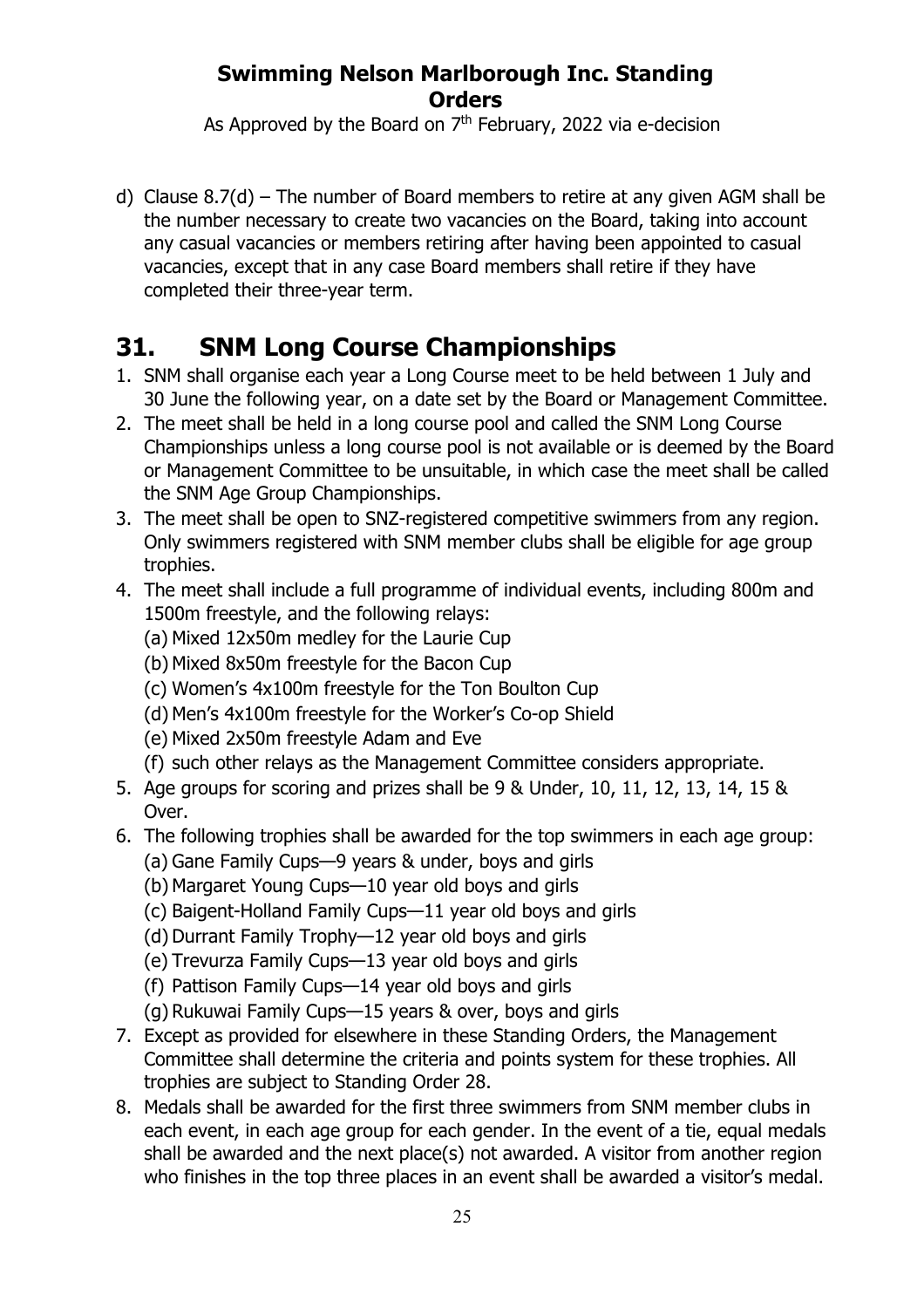d) Clause 8.7(d) – The number of Board members to retire at any given AGM shall be the number necessary to create two vacancies on the Board, taking into account any casual vacancies or members retiring after having been appointed to casual vacancies, except that in any case Board members shall retire if they have completed their three-year term.

# 31. SNM Long Course Championships

1. SNM shall organise each year a Long Course meet to be held between 1 July and 30 June the following year, on a date set by the Board or Management Committee.
2. The meet shall be held in a long course pool and called the SNM Long Course Championships unless a long course pool is not available or is deemed by the Board or Management Committee to be unsuitable, in which case the meet shall be called the SNM Age Group Championships.
3. The meet shall be open to SNZ-registered competitive swimmers from any region. Only swimmers registered with SNM member clubs shall be eligible for age group trophies.
4. The meet shall include a full programme of individual events, including 800m and 1500m freestyle, and the following relays:
   (a) Mixed 12x50m medley for the Laurie Cup
   (b) Mixed 8x50m freestyle for the Bacon Cup
   (c) Women's 4x100m freestyle for the Ton Boulton Cup
   (d) Men's 4x100m freestyle for the Worker's Co-op Shield
   (e) Mixed 2x50m freestyle Adam and Eve
   (f) such other relays as the Management Committee considers appropriate.
5. Age groups for scoring and prizes shall be 9 & Under, 10, 11, 12, 13, 14, 15 & Over.
6. The following trophies shall be awarded for the top swimmers in each age group:
   (a) Gane Family Cups—9 years & under, boys and girls
   (b) Margaret Young Cups—10 year old boys and girls
   (c) Baigent-Holland Family Cups—11 year old boys and girls
   (d) Durrant Family Trophy—12 year old boys and girls
   (e) Trevurza Family Cups—13 year old boys and girls
   (f) Pattison Family Cups—14 year old boys and girls
   (g) Rukuwai Family Cups—15 years & over, boys and girls
7. Except as provided for elsewhere in these Standing Orders, the Management Committee shall determine the criteria and points system for these trophies. All trophies are subject to Standing Order 28.
8. Medals shall be awarded for the first three swimmers from SNM member clubs in each event, in each age group for each gender. In the event of a tie, equal medals shall be awarded and the next place(s) not awarded. A visitor from another region who finishes in the top three places in an event shall be awarded a visitor's medal.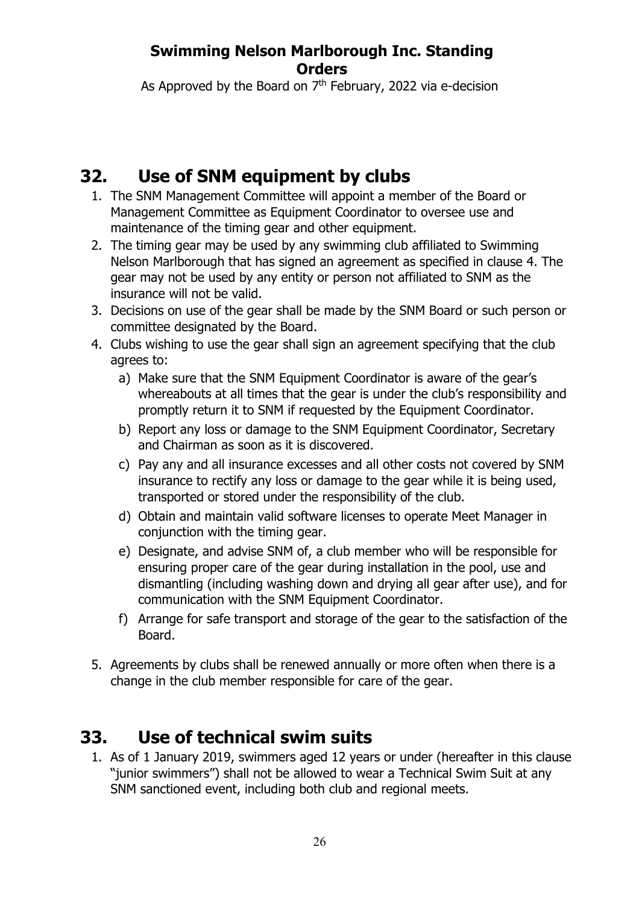## 32. Use of SNM equipment by clubs

1. The SNM Management Committee will appoint a member of the Board or Management Committee as Equipment Coordinator to oversee use and maintenance of the timing gear and other equipment.
2. The timing gear may be used by any swimming club affiliated to Swimming Nelson Marlborough that has signed an agreement as specified in clause 4. The gear may not be used by any entity or person not affiliated to SNM as the insurance will not be valid.
3. Decisions on use of the gear shall be made by the SNM Board or such person or committee designated by the Board.
4. Clubs wishing to use the gear shall sign an agreement specifying that the club agrees to:
   a) Make sure that the SNM Equipment Coordinator is aware of the gear's whereabouts at all times that the gear is under the club's responsibility and promptly return it to SNM if requested by the Equipment Coordinator.
   b) Report any loss or damage to the SNM Equipment Coordinator, Secretary and Chairman as soon as it is discovered.
   c) Pay any and all insurance excesses and all other costs not covered by SNM insurance to rectify any loss or damage to the gear while it is being used, transported or stored under the responsibility of the club.
   d) Obtain and maintain valid software licenses to operate Meet Manager in conjunction with the timing gear.
   e) Designate, and advise SNM of, a club member who will be responsible for ensuring proper care of the gear during installation in the pool, use and dismantling (including washing down and drying all gear after use), and for communication with the SNM Equipment Coordinator.
   f) Arrange for safe transport and storage of the gear to the satisfaction of the Board.
5. Agreements by clubs shall be renewed annually or more often when there is a change in the club member responsible for care of the gear.

## 33. Use of technical swim suits

1. As of 1 January 2019, swimmers aged 12 years or under (hereafter in this clause "junior swimmers") shall not be allowed to wear a Technical Swim Suit at any SNM sanctioned event, including both club and regional meets.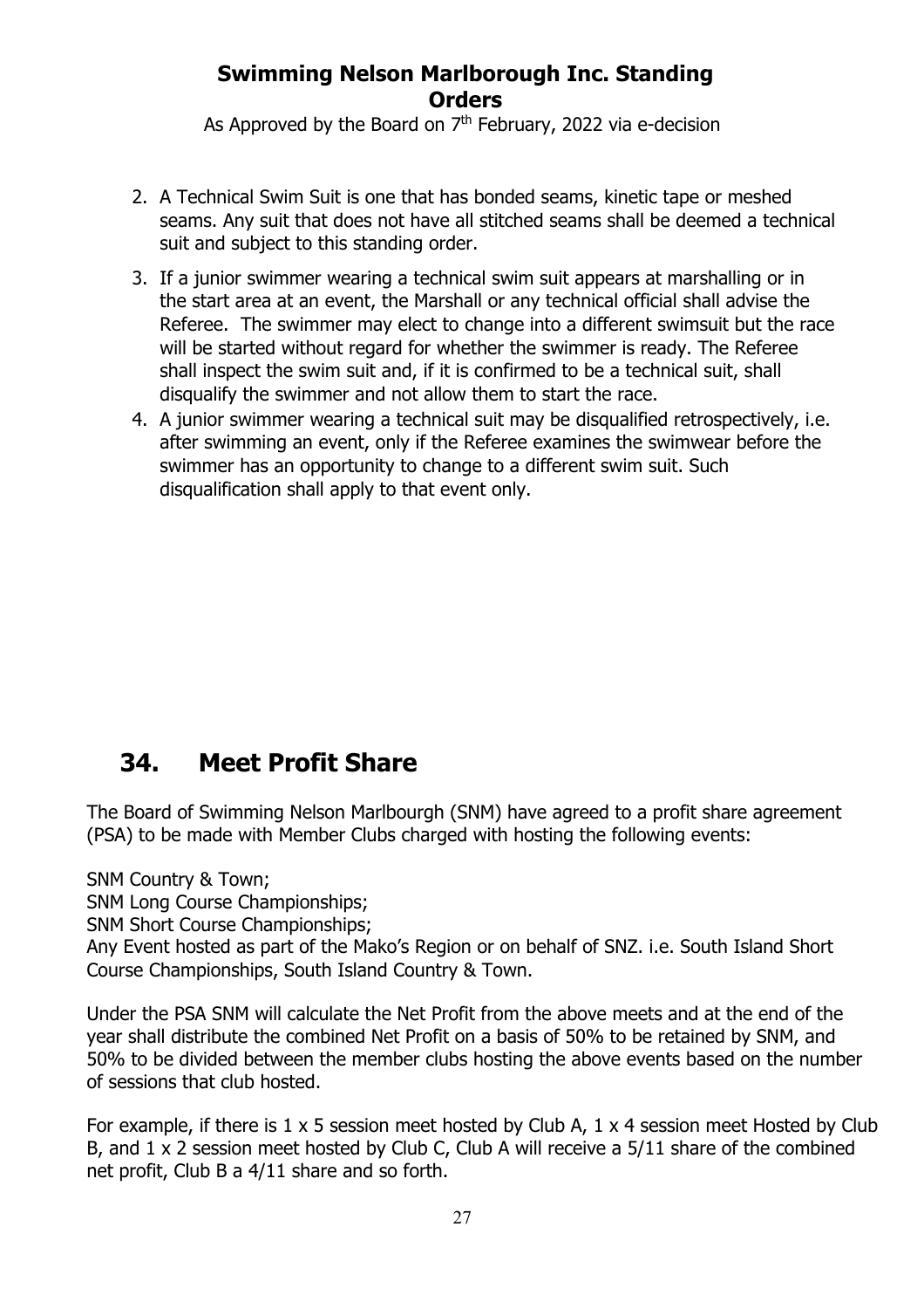2. A Technical Swim Suit is one that has bonded seams, kinetic tape or meshed seams. Any suit that does not have all stitched seams shall be deemed a technical suit and subject to this standing order.
3. If a junior swimmer wearing a technical swim suit appears at marshalling or in the start area at an event, the Marshall or any technical official shall advise the Referee. The swimmer may elect to change into a different swimsuit but the race will be started without regard for whether the swimmer is ready. The Referee shall inspect the swim suit and, if it is confirmed to be a technical suit, shall disqualify the swimmer and not allow them to start the race.
4. A junior swimmer wearing a technical suit may be disqualified retrospectively, i.e. after swimming an event, only if the Referee examines the swimwear before the swimmer has an opportunity to change to a different swim suit. Such disqualification shall apply to that event only.

## 34. Meet Profit Share

The Board of Swimming Nelson Marlbourgh (SNM) have agreed to a profit share agreement (PSA) to be made with Member Clubs charged with hosting the following events:

SNM Country & Town;
SNM Long Course Championships;
SNM Short Course Championships;
Any Event hosted as part of the Mako's Region or on behalf of SNZ. i.e. South Island Short Course Championships, South Island Country & Town.

Under the PSA SNM will calculate the Net Profit from the above meets and at the end of the year shall distribute the combined Net Profit on a basis of 50% to be retained by SNM, and 50% to be divided between the member clubs hosting the above events based on the number of sessions that club hosted.

For example, if there is 1 x 5 session meet hosted by Club A, 1 x 4 session meet Hosted by Club B, and 1 x 2 session meet hosted by Club C, Club A will receive a 5/11 share of the combined net profit, Club B a 4/11 share and so forth.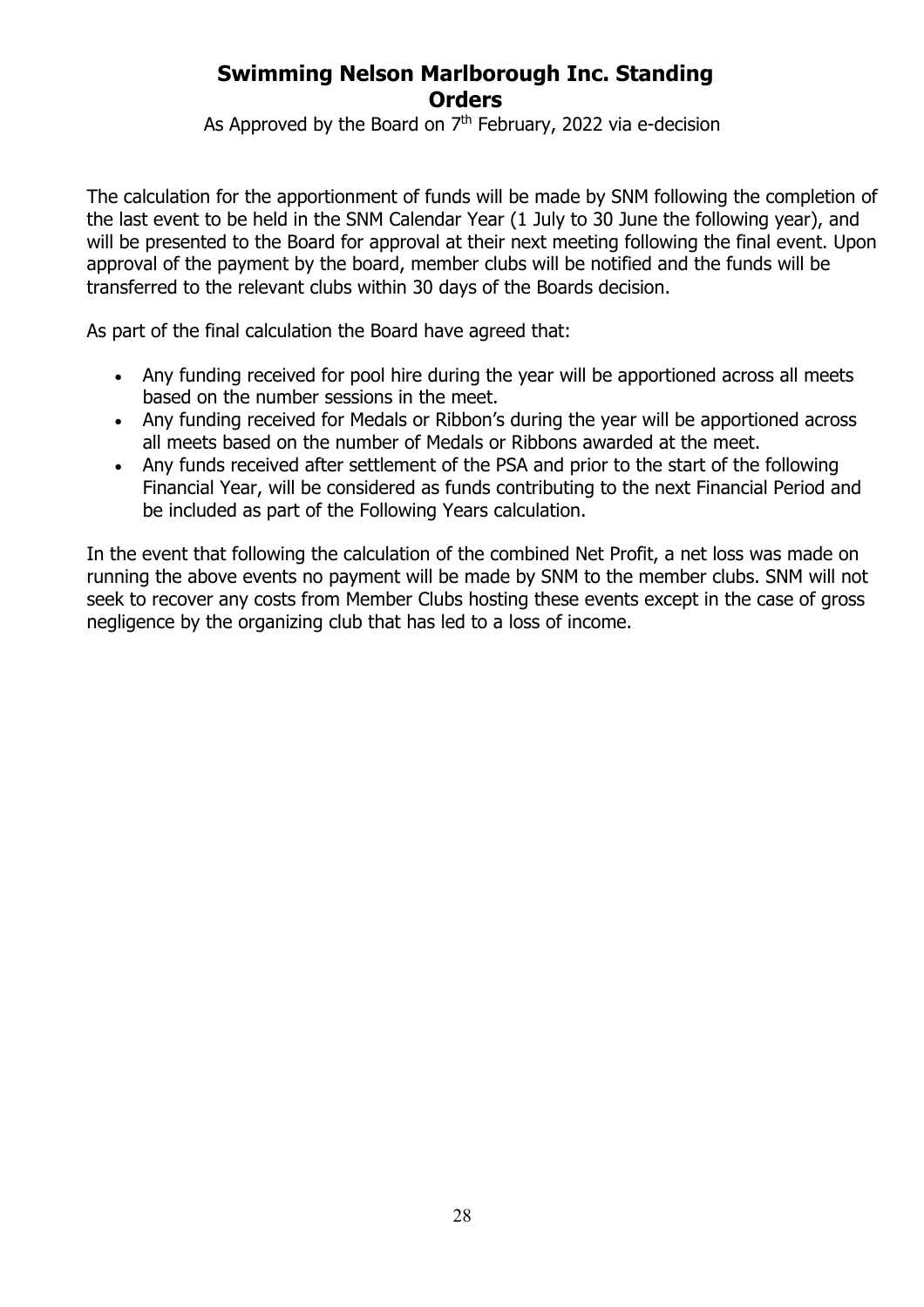The calculation for the apportionment of funds will be made by SNM following the completion of the last event to be held in the SNM Calendar Year (1 July to 30 June the following year), and will be presented to the Board for approval at their next meeting following the final event. Upon approval of the payment by the board, member clubs will be notified and the funds will be transferred to the relevant clubs within 30 days of the Boards decision.

As part of the final calculation the Board have agreed that:

- Any funding received for pool hire during the year will be apportioned across all meets based on the number sessions in the meet.
- Any funding received for Medals or Ribbon's during the year will be apportioned across all meets based on the number of Medals or Ribbons awarded at the meet.
- Any funds received after settlement of the PSA and prior to the start of the following Financial Year, will be considered as funds contributing to the next Financial Period and be included as part of the Following Years calculation.

In the event that following the calculation of the combined Net Profit, a net loss was made on running the above events no payment will be made by SNM to the member clubs. SNM will not seek to recover any costs from Member Clubs hosting these events except in the case of gross negligence by the organizing club that has led to a loss of income.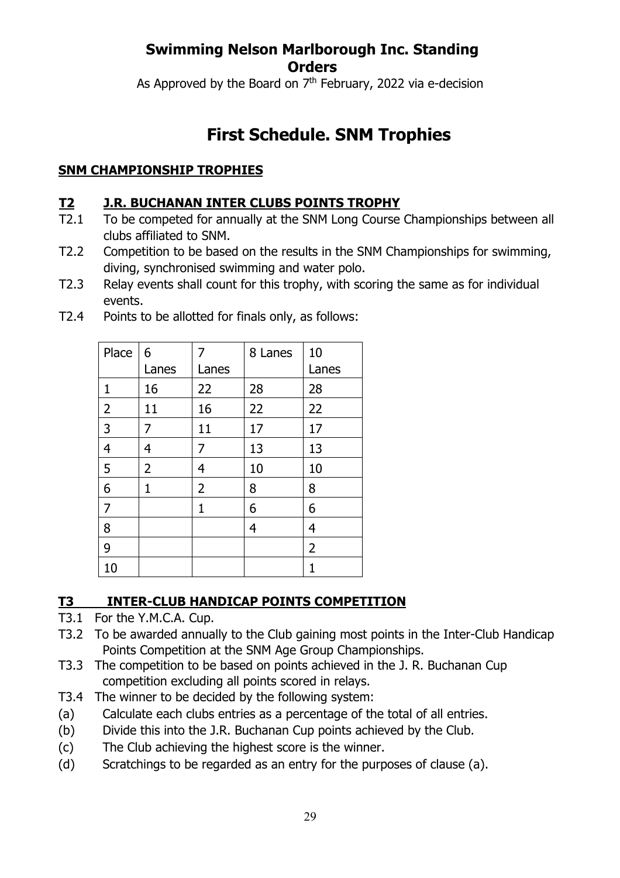# Swimming Nelson Marlborough Inc. Standing Orders

As Approved by the Board on 7th February, 2022 via e-decision

# First Schedule. SNM Trophies

## SNM CHAMPIONSHIP TROPHIES

### T2 J.R. BUCHANAN INTER CLUBS POINTS TROPHY

T2.1 To be competed for annually at the SNM Long Course Championships between all clubs affiliated to SNM.

T2.2 Competition to be based on the results in the SNM Championships for swimming, diving, synchronised swimming and water polo.

T2.3 Relay events shall count for this trophy, with scoring the same as for individual events.

T2.4 Points to be allotted for finals only, as follows:

| Place | 6 Lanes | 7 Lanes | 8 Lanes | 10 Lanes |
|---|---|---|---|---|
| 1 | 16 | 22 | 28 | 28 |
| 2 | 11 | 16 | 22 | 22 |
| 3 | 7 | 11 | 17 | 17 |
| 4 | 4 | 7 | 13 | 13 |
| 5 | 2 | 4 | 10 | 10 |
| 6 | 1 | 2 | 8 | 8 |
| 7 | | 1 | 6 | 6 |
| 8 | | | 4 | 4 |
| 9 | | | | 2 |
| 10 | | | | 1 |

### T3 INTER-CLUB HANDICAP POINTS COMPETITION

T3.1 For the Y.M.C.A. Cup.

T3.2 To be awarded annually to the Club gaining most points in the Inter-Club Handicap Points Competition at the SNM Age Group Championships.

T3.3 The competition to be based on points achieved in the J. R. Buchanan Cup competition excluding all points scored in relays.

T3.4 The winner to be decided by the following system:

(a) Calculate each clubs entries as a percentage of the total of all entries.

(b) Divide this into the J.R. Buchanan Cup points achieved by the Club.

(c) The Club achieving the highest score is the winner.

(d) Scratchings to be regarded as an entry for the purposes of clause (a).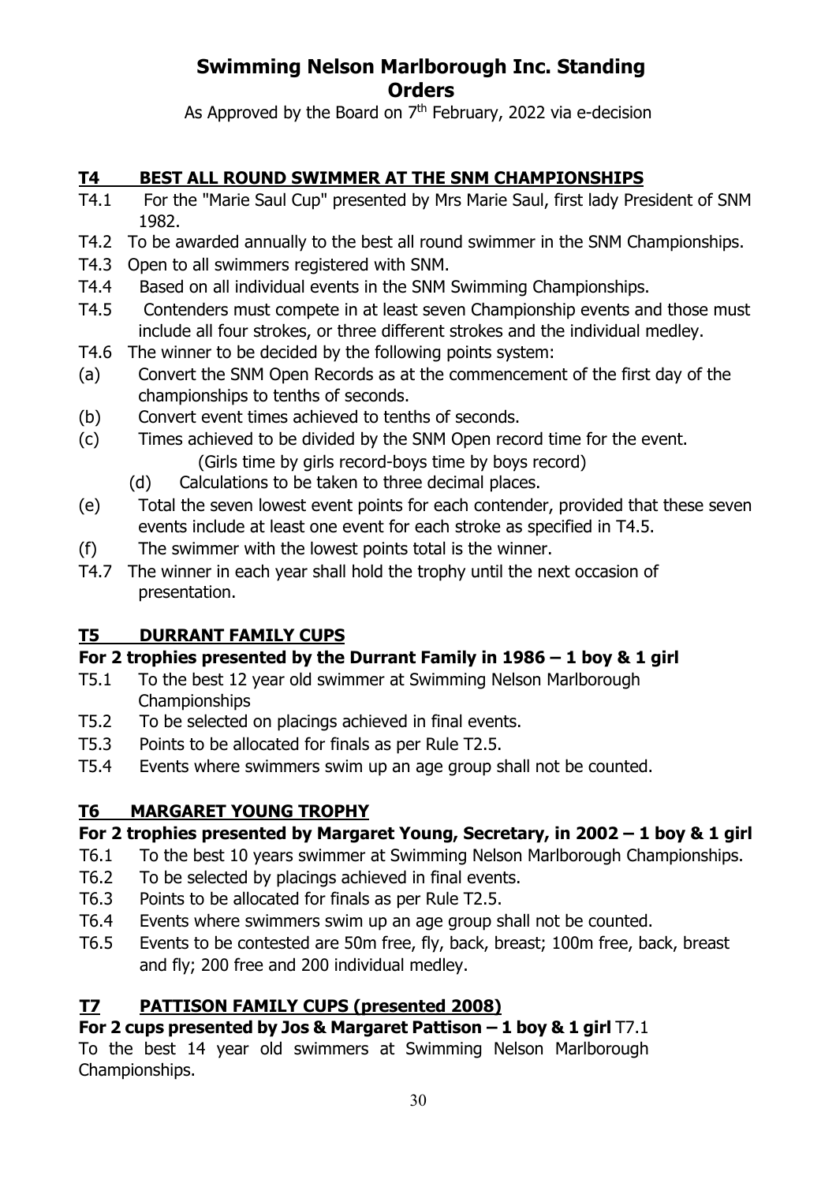# Swimming Nelson Marlborough Inc. Standing Orders

As Approved by the Board on 7th February, 2022 via e-decision

## T4 BEST ALL ROUND SWIMMER AT THE SNM CHAMPIONSHIPS

T4.1 For the "Marie Saul Cup" presented by Mrs Marie Saul, first lady President of SNM 1982.

T4.2 To be awarded annually to the best all round swimmer in the SNM Championships.

T4.3 Open to all swimmers registered with SNM.

T4.4 Based on all individual events in the SNM Swimming Championships.

T4.5 Contenders must compete in at least seven Championship events and those must include all four strokes, or three different strokes and the individual medley.

T4.6 The winner to be decided by the following points system:

(a) Convert the SNM Open Records as at the commencement of the first day of the championships to tenths of seconds.

(b) Convert event times achieved to tenths of seconds.

(c) Times achieved to be divided by the SNM Open record time for the event. (Girls time by girls record-boys time by boys record)

(d) Calculations to be taken to three decimal places.

(e) Total the seven lowest event points for each contender, provided that these seven events include at least one event for each stroke as specified in T4.5.

(f) The swimmer with the lowest points total is the winner.

T4.7 The winner in each year shall hold the trophy until the next occasion of presentation.

## T5 DURRANT FAMILY CUPS

**For 2 trophies presented by the Durrant Family in 1986 – 1 boy & 1 girl**

T5.1 To the best 12 year old swimmer at Swimming Nelson Marlborough Championships

T5.2 To be selected on placings achieved in final events.

T5.3 Points to be allocated for finals as per Rule T2.5.

T5.4 Events where swimmers swim up an age group shall not be counted.

## T6 MARGARET YOUNG TROPHY

**For 2 trophies presented by Margaret Young, Secretary, in 2002 – 1 boy & 1 girl**

T6.1 To the best 10 years swimmer at Swimming Nelson Marlborough Championships.

T6.2 To be selected by placings achieved in final events.

T6.3 Points to be allocated for finals as per Rule T2.5.

T6.4 Events where swimmers swim up an age group shall not be counted.

T6.5 Events to be contested are 50m free, fly, back, breast; 100m free, back, breast and fly; 200 free and 200 individual medley.

## T7 PATTISON FAMILY CUPS (presented 2008)

**For 2 cups presented by Jos & Margaret Pattison – 1 boy & 1 girl** T7.1 To the best 14 year old swimmers at Swimming Nelson Marlborough Championships.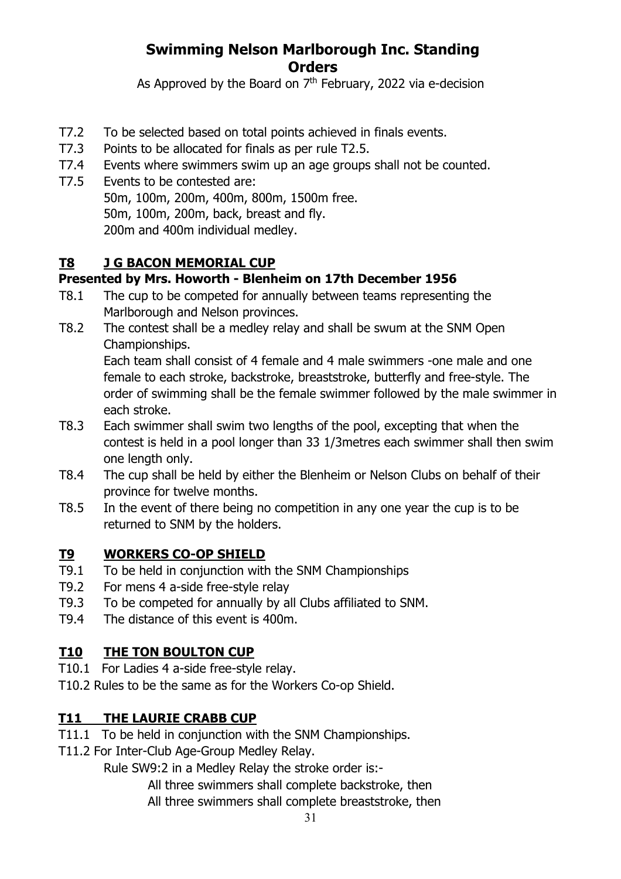# Swimming Nelson Marlborough Inc. Standing Orders

As Approved by the Board on 7th February, 2022 via e-decision

- T7.2 To be selected based on total points achieved in finals events.
- T7.3 Points to be allocated for finals as per rule T2.5.
- T7.4 Events where swimmers swim up an age groups shall not be counted.
- T7.5 Events to be contested are:
  50m, 100m, 200m, 400m, 800m, 1500m free.
  50m, 100m, 200m, back, breast and fly.
  200m and 400m individual medley.

## T8 J G BACON MEMORIAL CUP

**Presented by Mrs. Howorth - Blenheim on 17th December 1956**

- T8.1 The cup to be competed for annually between teams representing the Marlborough and Nelson provinces.
- T8.2 The contest shall be a medley relay and shall be swum at the SNM Open Championships.
  Each team shall consist of 4 female and 4 male swimmers -one male and one female to each stroke, backstroke, breaststroke, butterfly and free-style. The order of swimming shall be the female swimmer followed by the male swimmer in each stroke.
- T8.3 Each swimmer shall swim two lengths of the pool, excepting that when the contest is held in a pool longer than 33 1/3metres each swimmer shall then swim one length only.
- T8.4 The cup shall be held by either the Blenheim or Nelson Clubs on behalf of their province for twelve months.
- T8.5 In the event of there being no competition in any one year the cup is to be returned to SNM by the holders.

## T9 WORKERS CO-OP SHIELD

- T9.1 To be held in conjunction with the SNM Championships
- T9.2 For mens 4 a-side free-style relay
- T9.3 To be competed for annually by all Clubs affiliated to SNM.
- T9.4 The distance of this event is 400m.

## T10 THE TON BOULTON CUP

- T10.1 For Ladies 4 a-side free-style relay.
- T10.2 Rules to be the same as for the Workers Co-op Shield.

## T11 THE LAURIE CRABB CUP

- T11.1 To be held in conjunction with the SNM Championships.
- T11.2 For Inter-Club Age-Group Medley Relay.
  Rule SW9:2 in a Medley Relay the stroke order is:-
  All three swimmers shall complete backstroke, then
  All three swimmers shall complete breaststroke, then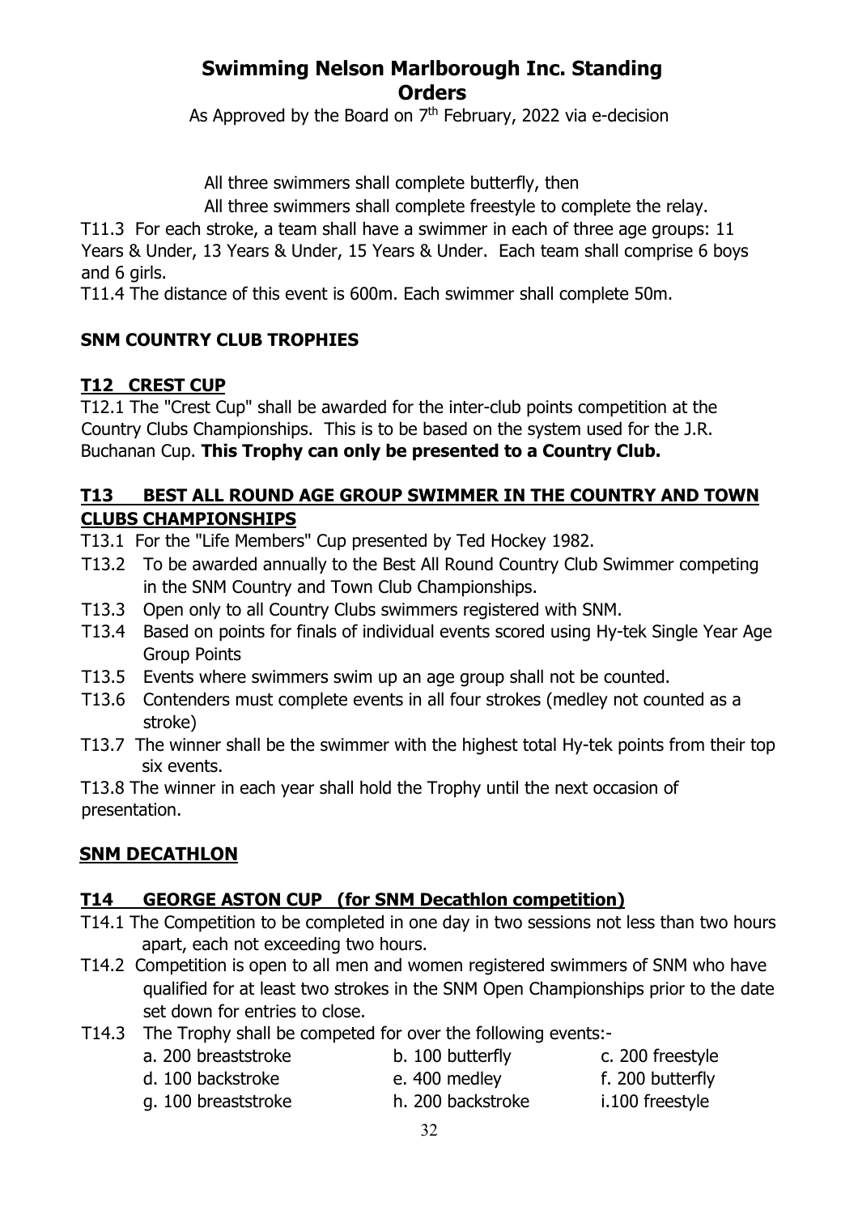All three swimmers shall complete butterfly, then

All three swimmers shall complete freestyle to complete the relay.

T11.3 For each stroke, a team shall have a swimmer in each of three age groups: 11 Years & Under, 13 Years & Under, 15 Years & Under. Each team shall comprise 6 boys and 6 girls.

T11.4 The distance of this event is 600m. Each swimmer shall complete 50m.

## SNM COUNTRY CLUB TROPHIES

### T12 CREST CUP

T12.1 The "Crest Cup" shall be awarded for the inter-club points competition at the Country Clubs Championships. This is to be based on the system used for the J.R. Buchanan Cup. **This Trophy can only be presented to a Country Club.**

### T13 BEST ALL ROUND AGE GROUP SWIMMER IN THE COUNTRY AND TOWN CLUBS CHAMPIONSHIPS

T13.1 For the "Life Members" Cup presented by Ted Hockey 1982.

T13.2 To be awarded annually to the Best All Round Country Club Swimmer competing in the SNM Country and Town Club Championships.

T13.3 Open only to all Country Clubs swimmers registered with SNM.

T13.4 Based on points for finals of individual events scored using Hy-tek Single Year Age Group Points

T13.5 Events where swimmers swim up an age group shall not be counted.

T13.6 Contenders must complete events in all four strokes (medley not counted as a stroke)

T13.7 The winner shall be the swimmer with the highest total Hy-tek points from their top six events.

T13.8 The winner in each year shall hold the Trophy until the next occasion of presentation.

## SNM DECATHLON

### T14 GEORGE ASTON CUP (for SNM Decathlon competition)

T14.1 The Competition to be completed in one day in two sessions not less than two hours apart, each not exceeding two hours.

T14.2 Competition is open to all men and women registered swimmers of SNM who have qualified for at least two strokes in the SNM Open Championships prior to the date set down for entries to close.

T14.3 The Trophy shall be competed for over the following events:-

a. 200 breaststroke
b. 100 butterfly
c. 200 freestyle
d. 100 backstroke
e. 400 medley
f. 200 butterfly
g. 100 breaststroke
h. 200 backstroke
i. 100 freestyle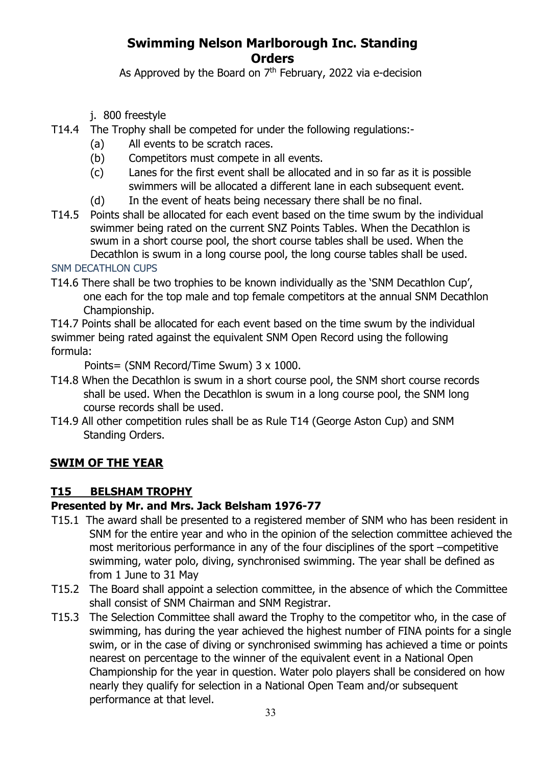j. 800 freestyle

T14.4 The Trophy shall be competed for under the following regulations:-

- (a) All events to be scratch races.
- (b) Competitors must compete in all events.
- (c) Lanes for the first event shall be allocated and in so far as it is possible swimmers will be allocated a different lane in each subsequent event.
- (d) In the event of heats being necessary there shall be no final.

T14.5 Points shall be allocated for each event based on the time swum by the individual swimmer being rated on the current SNZ Points Tables. When the Decathlon is swum in a short course pool, the short course tables shall be used. When the Decathlon is swum in a long course pool, the long course tables shall be used.

### SNM DECATHLON CUPS

T14.6 There shall be two trophies to be known individually as the 'SNM Decathlon Cup', one each for the top male and top female competitors at the annual SNM Decathlon Championship.

T14.7 Points shall be allocated for each event based on the time swum by the individual swimmer being rated against the equivalent SNM Open Record using the following formula:

Points= (SNM Record/Time Swum) 3 x 1000.

T14.8 When the Decathlon is swum in a short course pool, the SNM short course records shall be used. When the Decathlon is swum in a long course pool, the SNM long course records shall be used.

T14.9 All other competition rules shall be as Rule T14 (George Aston Cup) and SNM Standing Orders.

## SWIM OF THE YEAR

### T15 BELSHAM TROPHY

**Presented by Mr. and Mrs. Jack Belsham 1976-77**

T15.1 The award shall be presented to a registered member of SNM who has been resident in SNM for the entire year and who in the opinion of the selection committee achieved the most meritorious performance in any of the four disciplines of the sport –competitive swimming, water polo, diving, synchronised swimming. The year shall be defined as from 1 June to 31 May

T15.2 The Board shall appoint a selection committee, in the absence of which the Committee shall consist of SNM Chairman and SNM Registrar.

T15.3 The Selection Committee shall award the Trophy to the competitor who, in the case of swimming, has during the year achieved the highest number of FINA points for a single swim, or in the case of diving or synchronised swimming has achieved a time or points nearest on percentage to the winner of the equivalent event in a National Open Championship for the year in question. Water polo players shall be considered on how nearly they qualify for selection in a National Open Team and/or subsequent performance at that level.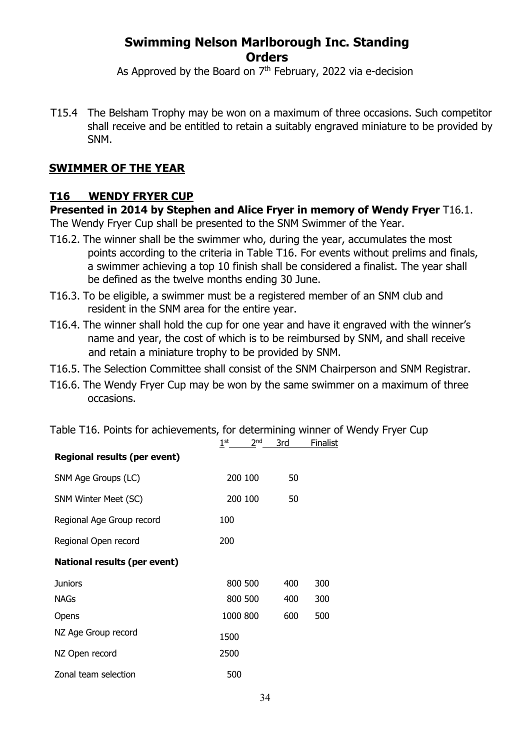# Swimming Nelson Marlborough Inc. Standing Orders

As Approved by the Board on 7th February, 2022 via e-decision

T15.4 The Belsham Trophy may be won on a maximum of three occasions. Such competitor shall receive and be entitled to retain a suitably engraved miniature to be provided by SNM.

## SWIMMER OF THE YEAR

### T16 WENDY FRYER CUP

**Presented in 2014 by Stephen and Alice Fryer in memory of Wendy Fryer** T16.1. The Wendy Fryer Cup shall be presented to the SNM Swimmer of the Year.

T16.2. The winner shall be the swimmer who, during the year, accumulates the most points according to the criteria in Table T16. For events without prelims and finals, a swimmer achieving a top 10 finish shall be considered a finalist. The year shall be defined as the twelve months ending 30 June.

T16.3. To be eligible, a swimmer must be a registered member of an SNM club and resident in the SNM area for the entire year.

T16.4. The winner shall hold the cup for one year and have it engraved with the winner's name and year, the cost of which is to be reimbursed by SNM, and shall receive and retain a miniature trophy to be provided by SNM.

T16.5. The Selection Committee shall consist of the SNM Chairperson and SNM Registrar.

T16.6. The Wendy Fryer Cup may be won by the same swimmer on a maximum of three occasions.

Table T16. Points for achievements, for determining winner of Wendy Fryer Cup

| | 1st | 2nd | 3rd | Finalist |
|---|---|---|---|---|
| **Regional results (per event)** | | | | |
| SNM Age Groups (LC) | 200 | 100 | 50 | |
| SNM Winter Meet (SC) | 200 | 100 | 50 | |
| Regional Age Group record | 100 | | | |
| Regional Open record | 200 | | | |
| **National results (per event)** | | | | |
| Juniors | 800 | 500 | 400 | 300 |
| NAGs | 800 | 500 | 400 | 300 |
| Opens | 1000 | 800 | 600 | 500 |
| NZ Age Group record | 1500 | | | |
| NZ Open record | 2500 | | | |
| Zonal team selection | 500 | | | |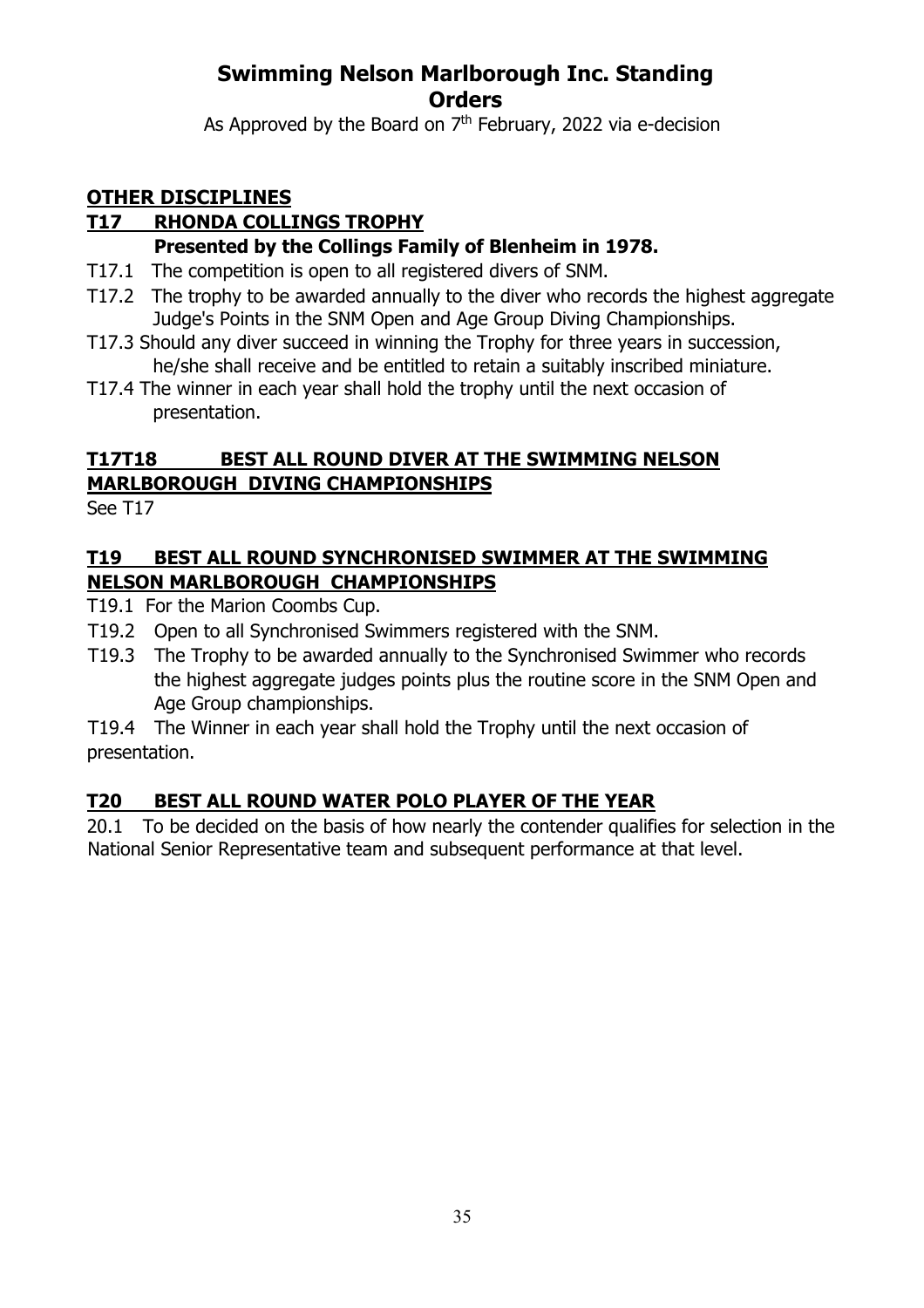# Swimming Nelson Marlborough Inc. Standing Orders

As Approved by the Board on 7th February, 2022 via e-decision

## OTHER DISCIPLINES

### T17 RHONDA COLLINGS TROPHY

**Presented by the Collings Family of Blenheim in 1978.**

T17.1 The competition is open to all registered divers of SNM.

T17.2 The trophy to be awarded annually to the diver who records the highest aggregate Judge's Points in the SNM Open and Age Group Diving Championships.

T17.3 Should any diver succeed in winning the Trophy for three years in succession, he/she shall receive and be entitled to retain a suitably inscribed miniature.

T17.4 The winner in each year shall hold the trophy until the next occasion of presentation.

### T17T18 BEST ALL ROUND DIVER AT THE SWIMMING NELSON MARLBOROUGH DIVING CHAMPIONSHIPS

See T17

### T19 BEST ALL ROUND SYNCHRONISED SWIMMER AT THE SWIMMING NELSON MARLBOROUGH CHAMPIONSHIPS

T19.1 For the Marion Coombs Cup.

T19.2 Open to all Synchronised Swimmers registered with the SNM.

T19.3 The Trophy to be awarded annually to the Synchronised Swimmer who records the highest aggregate judges points plus the routine score in the SNM Open and Age Group championships.

T19.4 The Winner in each year shall hold the Trophy until the next occasion of presentation.

### T20 BEST ALL ROUND WATER POLO PLAYER OF THE YEAR

20.1 To be decided on the basis of how nearly the contender qualifies for selection in the National Senior Representative team and subsequent performance at that level.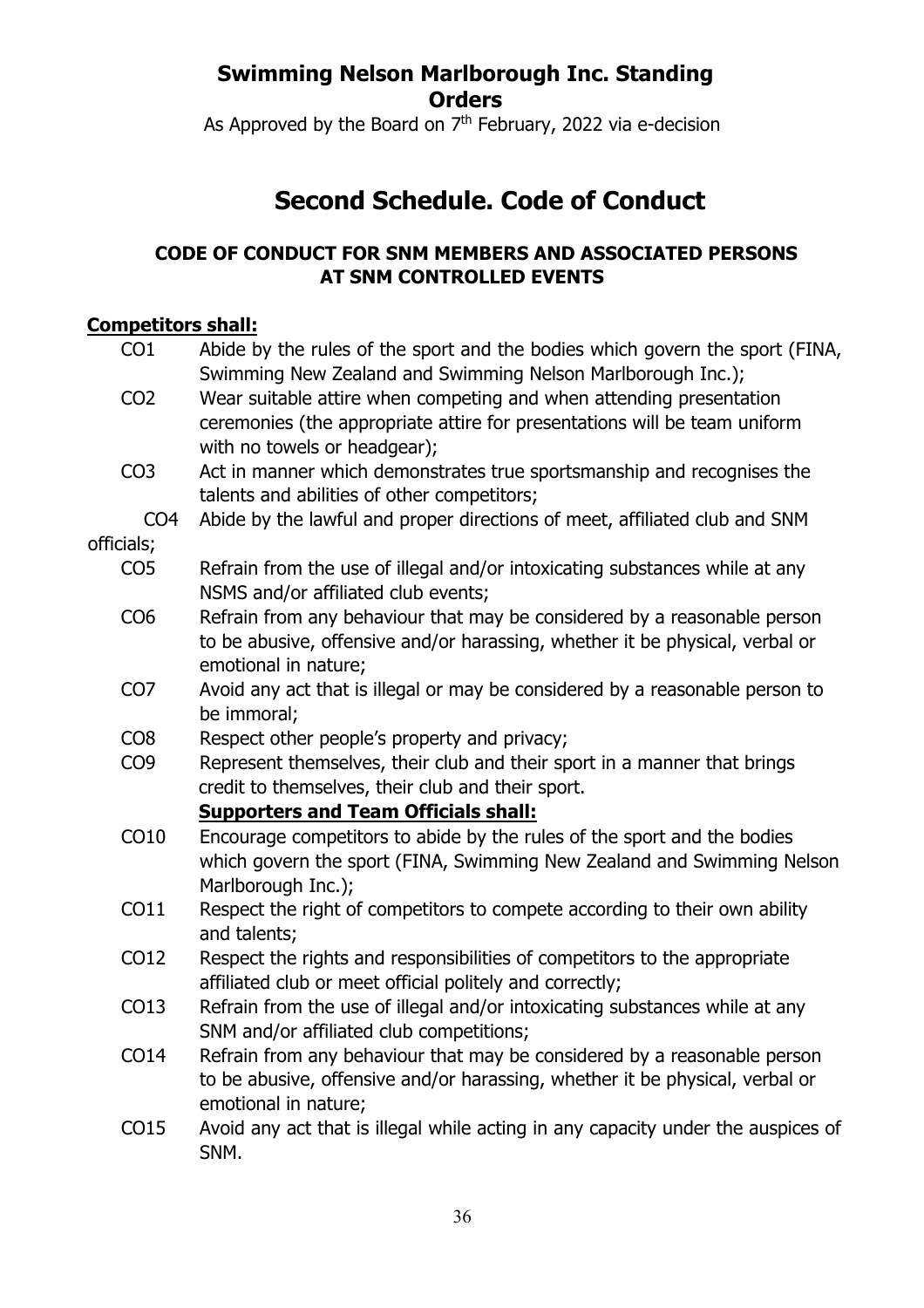# Swimming Nelson Marlborough Inc. Standing Orders

As Approved by the Board on 7th February, 2022 via e-decision

## Second Schedule. Code of Conduct

### CODE OF CONDUCT FOR SNM MEMBERS AND ASSOCIATED PERSONS AT SNM CONTROLLED EVENTS

**Competitors shall:**

- CO1 Abide by the rules of the sport and the bodies which govern the sport (FINA, Swimming New Zealand and Swimming Nelson Marlborough Inc.);
- CO2 Wear suitable attire when competing and when attending presentation ceremonies (the appropriate attire for presentations will be team uniform with no towels or headgear);
- CO3 Act in manner which demonstrates true sportsmanship and recognises the talents and abilities of other competitors;
- CO4 Abide by the lawful and proper directions of meet, affiliated club and SNM officials;
- CO5 Refrain from the use of illegal and/or intoxicating substances while at any NSMS and/or affiliated club events;
- CO6 Refrain from any behaviour that may be considered by a reasonable person to be abusive, offensive and/or harassing, whether it be physical, verbal or emotional in nature;
- CO7 Avoid any act that is illegal or may be considered by a reasonable person to be immoral;
- CO8 Respect other people's property and privacy;
- CO9 Represent themselves, their club and their sport in a manner that brings credit to themselves, their club and their sport.

**Supporters and Team Officials shall:**

- CO10 Encourage competitors to abide by the rules of the sport and the bodies which govern the sport (FINA, Swimming New Zealand and Swimming Nelson Marlborough Inc.);
- CO11 Respect the right of competitors to compete according to their own ability and talents;
- CO12 Respect the rights and responsibilities of competitors to the appropriate affiliated club or meet official politely and correctly;
- CO13 Refrain from the use of illegal and/or intoxicating substances while at any SNM and/or affiliated club competitions;
- CO14 Refrain from any behaviour that may be considered by a reasonable person to be abusive, offensive and/or harassing, whether it be physical, verbal or emotional in nature;
- CO15 Avoid any act that is illegal while acting in any capacity under the auspices of SNM.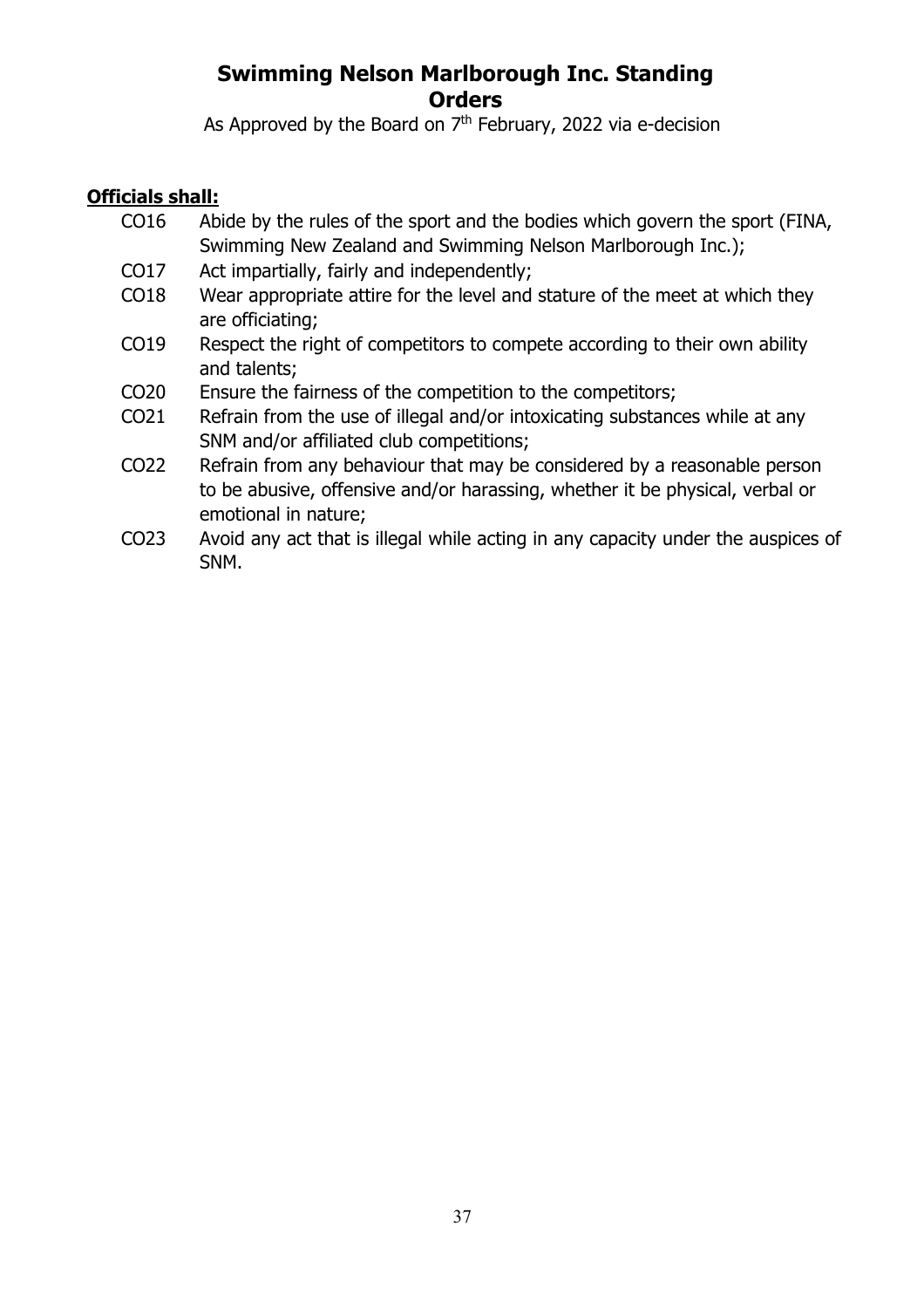# Swimming Nelson Marlborough Inc. Standing Orders

As Approved by the Board on 7th February, 2022 via e-decision

**Officials shall:**

- CO16 Abide by the rules of the sport and the bodies which govern the sport (FINA, Swimming New Zealand and Swimming Nelson Marlborough Inc.);
- CO17 Act impartially, fairly and independently;
- CO18 Wear appropriate attire for the level and stature of the meet at which they are officiating;
- CO19 Respect the right of competitors to compete according to their own ability and talents;
- CO20 Ensure the fairness of the competition to the competitors;
- CO21 Refrain from the use of illegal and/or intoxicating substances while at any SNM and/or affiliated club competitions;
- CO22 Refrain from any behaviour that may be considered by a reasonable person to be abusive, offensive and/or harassing, whether it be physical, verbal or emotional in nature;
- CO23 Avoid any act that is illegal while acting in any capacity under the auspices of SNM.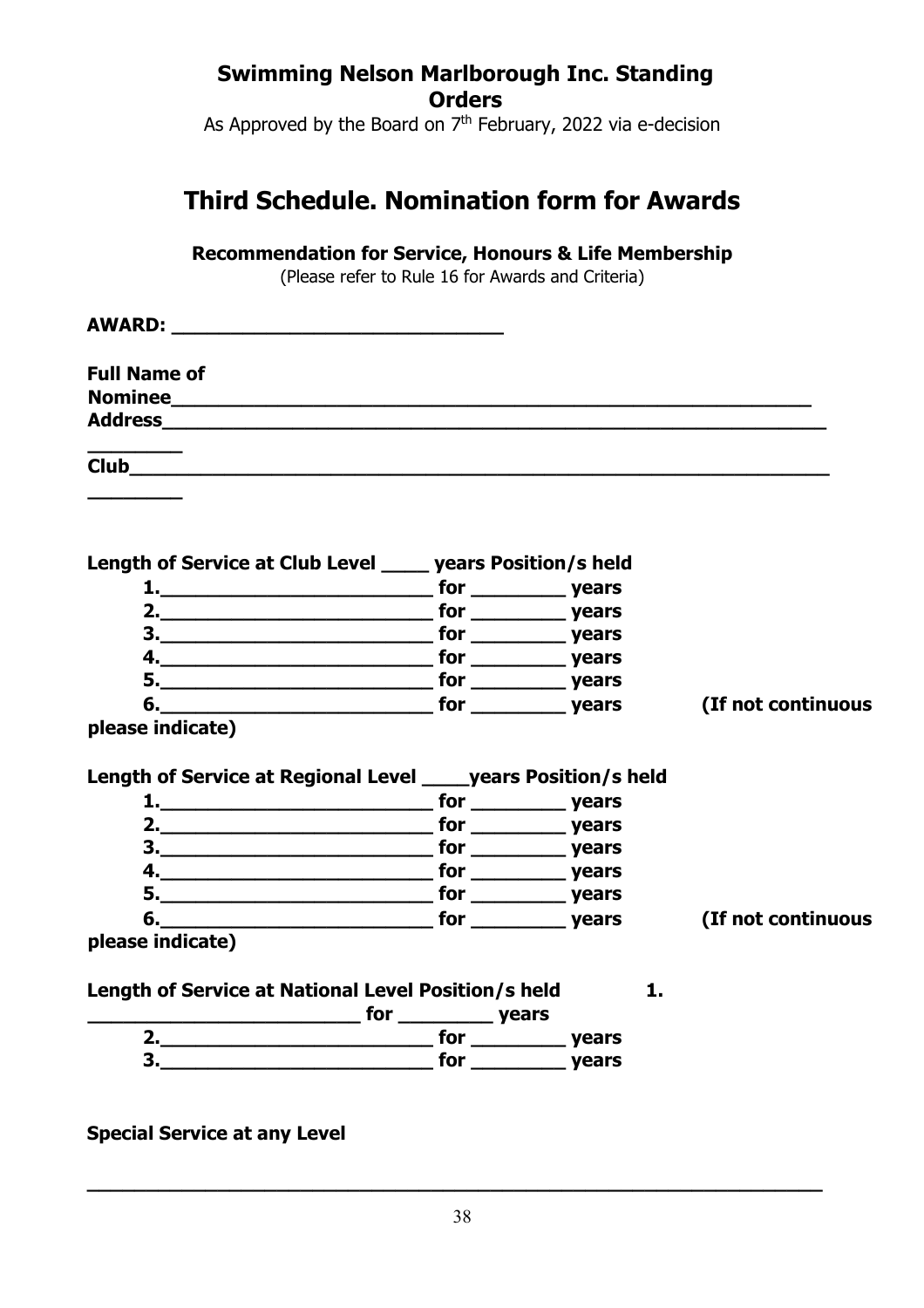**Swimming Nelson Marlborough Inc. Standing Orders**

As Approved by the Board on 7th February, 2022 via e-decision

# Third Schedule. Nomination form for Awards

**Recommendation for Service, Honours & Life Membership**

(Please refer to Rule 16 for Awards and Criteria)

**AWARD: ______________________________**

**Full Name of Nominee__________________________________________________________**

**Address___________________________________________________________**

**________**

**Club_____________________________________________________________**

**________**

**Length of Service at Club Level ____ years Position/s held**

1. ________________________ for ________ years
2. ________________________ for ________ years
3. ________________________ for ________ years
4. ________________________ for ________ years
5. ________________________ for ________ years
6. ________________________ for ________ years **(If not continuous please indicate)**

**Length of Service at Regional Level ____years Position/s held**

1. ________________________ for ________ years
2. ________________________ for ________ years
3. ________________________ for ________ years
4. ________________________ for ________ years
5. ________________________ for ________ years
6. ________________________ for ________ years **(If not continuous please indicate)**

**Length of Service at National Level Position/s held**

1. ________________________ for ________ years
2. ________________________ for ________ years
3. ________________________ for ________ years

**Special Service at any Level**

______________________________________________________________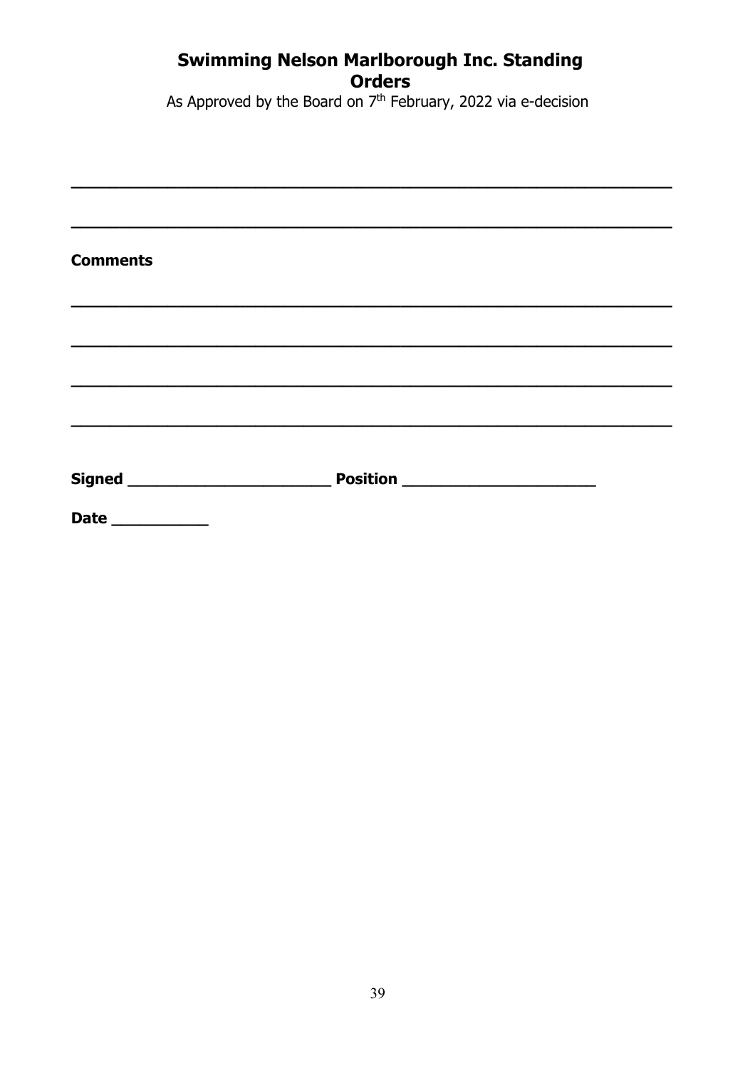**Comments**

________________________________________________________________

________________________________________________________________

________________________________________________________________

________________________________________________________________

**Signed** ______________________ **Position** _____________________

**Date** __________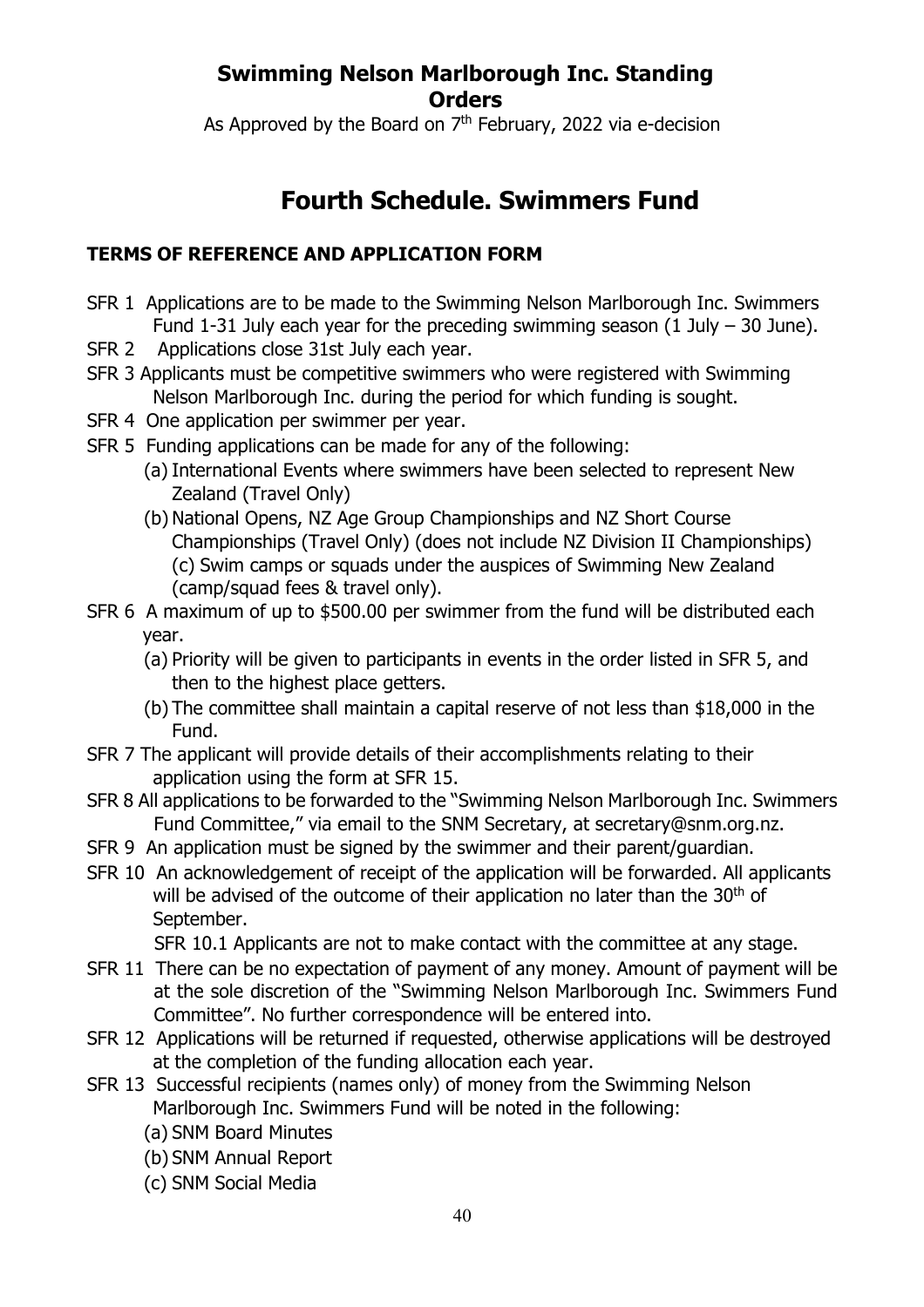**Swimming Nelson Marlborough Inc. Standing Orders**

As Approved by the Board on 7th February, 2022 via e-decision

# Fourth Schedule. Swimmers Fund

### TERMS OF REFERENCE AND APPLICATION FORM

SFR 1 Applications are to be made to the Swimming Nelson Marlborough Inc. Swimmers Fund 1-31 July each year for the preceding swimming season (1 July – 30 June).

SFR 2 Applications close 31st July each year.

SFR 3 Applicants must be competitive swimmers who were registered with Swimming Nelson Marlborough Inc. during the period for which funding is sought.

SFR 4 One application per swimmer per year.

SFR 5 Funding applications can be made for any of the following:

- (a) International Events where swimmers have been selected to represent New Zealand (Travel Only)
- (b) National Opens, NZ Age Group Championships and NZ Short Course Championships (Travel Only) (does not include NZ Division II Championships) (c) Swim camps or squads under the auspices of Swimming New Zealand (camp/squad fees & travel only).

SFR 6 A maximum of up to $500.00 per swimmer from the fund will be distributed each year.

- (a) Priority will be given to participants in events in the order listed in SFR 5, and then to the highest place getters.
- (b) The committee shall maintain a capital reserve of not less than $18,000 in the Fund.

SFR 7 The applicant will provide details of their accomplishments relating to their application using the form at SFR 15.

SFR 8 All applications to be forwarded to the "Swimming Nelson Marlborough Inc. Swimmers Fund Committee," via email to the SNM Secretary, at secretary@snm.org.nz.

SFR 9 An application must be signed by the swimmer and their parent/guardian.

SFR 10 An acknowledgement of receipt of the application will be forwarded. All applicants will be advised of the outcome of their application no later than the 30th of September.

SFR 10.1 Applicants are not to make contact with the committee at any stage.

SFR 11 There can be no expectation of payment of any money. Amount of payment will be at the sole discretion of the "Swimming Nelson Marlborough Inc. Swimmers Fund Committee". No further correspondence will be entered into.

SFR 12 Applications will be returned if requested, otherwise applications will be destroyed at the completion of the funding allocation each year.

SFR 13 Successful recipients (names only) of money from the Swimming Nelson Marlborough Inc. Swimmers Fund will be noted in the following:

- (a) SNM Board Minutes
- (b) SNM Annual Report
- (c) SNM Social Media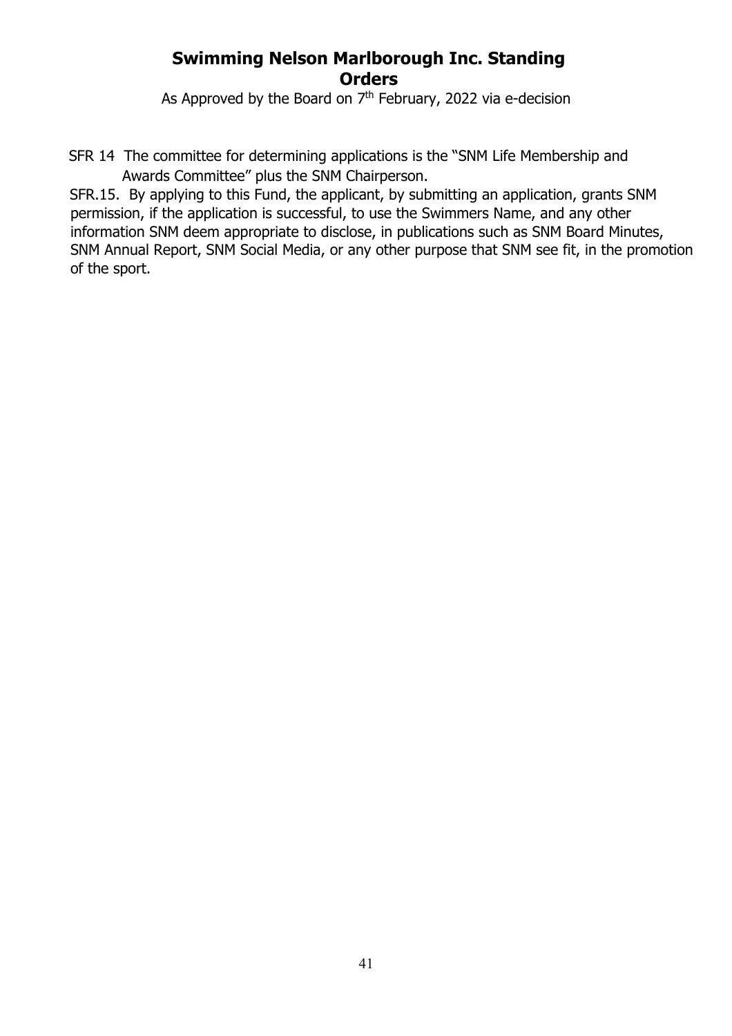SFR 14 The committee for determining applications is the "SNM Life Membership and Awards Committee" plus the SNM Chairperson.

SFR.15. By applying to this Fund, the applicant, by submitting an application, grants SNM permission, if the application is successful, to use the Swimmers Name, and any other information SNM deem appropriate to disclose, in publications such as SNM Board Minutes, SNM Annual Report, SNM Social Media, or any other purpose that SNM see fit, in the promotion of the sport.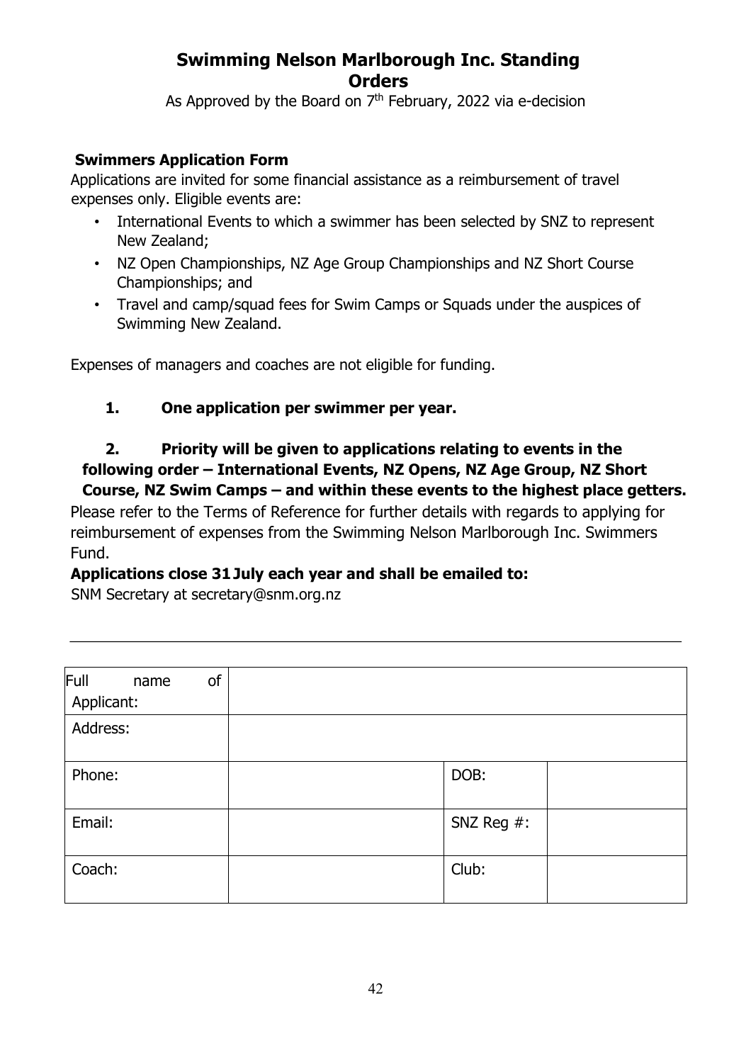# Swimming Nelson Marlborough Inc. Standing Orders

As Approved by the Board on 7th February, 2022 via e-decision

## Swimmers Application Form

Applications are invited for some financial assistance as a reimbursement of travel expenses only. Eligible events are:

- International Events to which a swimmer has been selected by SNZ to represent New Zealand;
- NZ Open Championships, NZ Age Group Championships and NZ Short Course Championships; and
- Travel and camp/squad fees for Swim Camps or Squads under the auspices of Swimming New Zealand.

Expenses of managers and coaches are not eligible for funding.

1. **One application per swimmer per year.**
2. **Priority will be given to applications relating to events in the following order – International Events, NZ Opens, NZ Age Group, NZ Short Course, NZ Swim Camps – and within these events to the highest place getters.**

Please refer to the Terms of Reference for further details with regards to applying for reimbursement of expenses from the Swimming Nelson Marlborough Inc. Swimmers Fund.

**Applications close 31 July each year and shall be emailed to:**

SNM Secretary at secretary@snm.org.nz

---

| Full name of Applicant: | | | |
|---|---|---|---|
| Address: | | | |
| Phone: | | DOB: | |
| Email: | | SNZ Reg #: | |
| Coach: | | Club: | |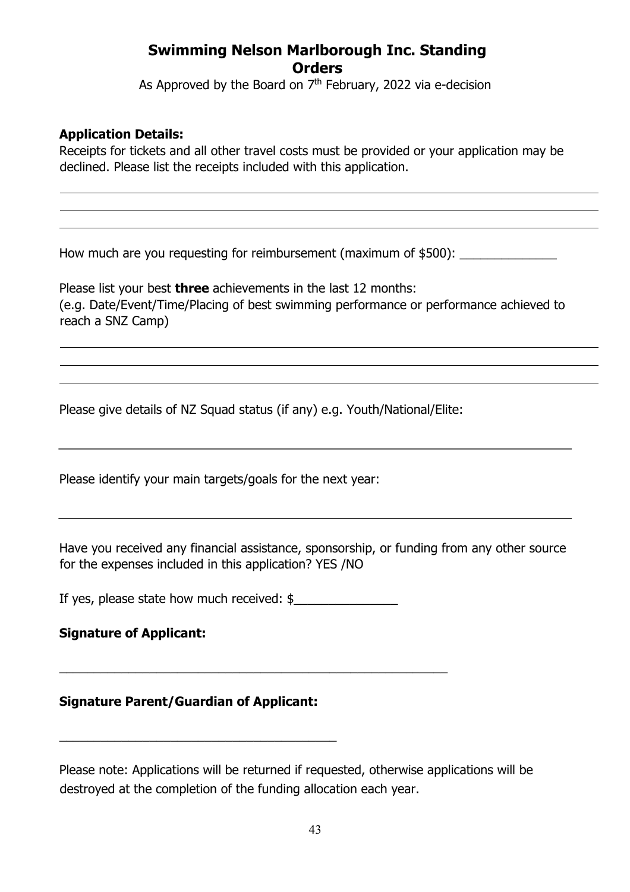# Swimming Nelson Marlborough Inc. Standing Orders

As Approved by the Board on 7th February, 2022 via e-decision

**Application Details:**

Receipts for tickets and all other travel costs must be provided or your application may be declined. Please list the receipts included with this application.

______________________________________________________________________________

______________________________________________________________________________

______________________________________________________________________________

How much are you requesting for reimbursement (maximum of $500): ______________

Please list your best **three** achievements in the last 12 months:
(e.g. Date/Event/Time/Placing of best swimming performance or performance achieved to reach a SNZ Camp)

______________________________________________________________________________

______________________________________________________________________________

______________________________________________________________________________

Please give details of NZ Squad status (if any) e.g. Youth/National/Elite:

______________________________________________________________________________

Please identify your main targets/goals for the next year:

______________________________________________________________________________

Have you received any financial assistance, sponsorship, or funding from any other source for the expenses included in this application? YES /NO

If yes, please state how much received: $_______________

**Signature of Applicant:**

_________________________________________________________

**Signature Parent/Guardian of Applicant:**

_________________________________________

Please note: Applications will be returned if requested, otherwise applications will be destroyed at the completion of the funding allocation each year.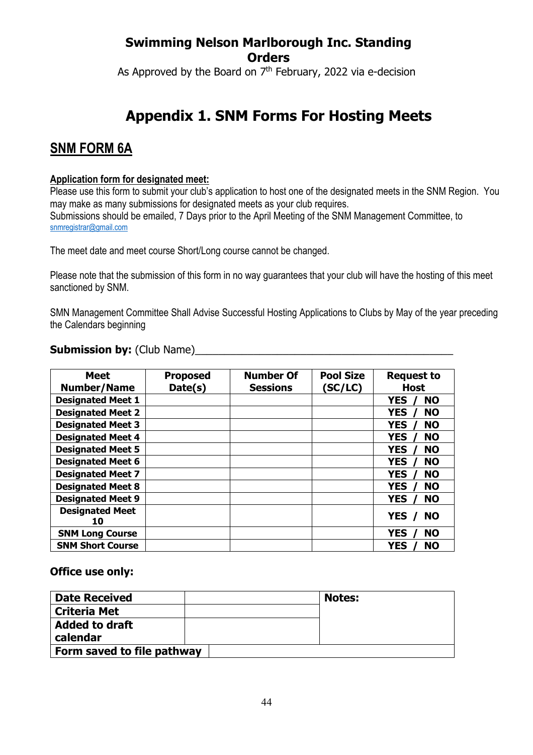# Swimming Nelson Marlborough Inc. Standing Orders

As Approved by the Board on 7th February, 2022 via e-decision

# Appendix 1. SNM Forms For Hosting Meets

## SNM FORM 6A

**Application form for designated meet:**

Please use this form to submit your club's application to host one of the designated meets in the SNM Region. You may make as many submissions for designated meets as your club requires.
Submissions should be emailed, 7 Days prior to the April Meeting of the SNM Management Committee, to snmregistrar@gmail.com

The meet date and meet course Short/Long course cannot be changed.

Please note that the submission of this form in no way guarantees that your club will have the hosting of this meet sanctioned by SNM.

SMN Management Committee Shall Advise Successful Hosting Applications to Clubs by May of the year preceding the Calendars beginning

**Submission by:** (Club Name)___________________________________________

| Meet Number/Name | Proposed Date(s) | Number Of Sessions | Pool Size (SC/LC) | Request to Host |
|---|---|---|---|---|
| Designated Meet 1 | | | | YES / NO |
| Designated Meet 2 | | | | YES / NO |
| Designated Meet 3 | | | | YES / NO |
| Designated Meet 4 | | | | YES / NO |
| Designated Meet 5 | | | | YES / NO |
| Designated Meet 6 | | | | YES / NO |
| Designated Meet 7 | | | | YES / NO |
| Designated Meet 8 | | | | YES / NO |
| Designated Meet 9 | | | | YES / NO |
| Designated Meet 10 | | | | YES / NO |
| SNM Long Course | | | | YES / NO |
| SNM Short Course | | | | YES / NO |

**Office use only:**

| Date Received | | Notes: |
|---|---|---|
| Criteria Met | | |
| Added to draft calendar | | |
| Form saved to file pathway | | |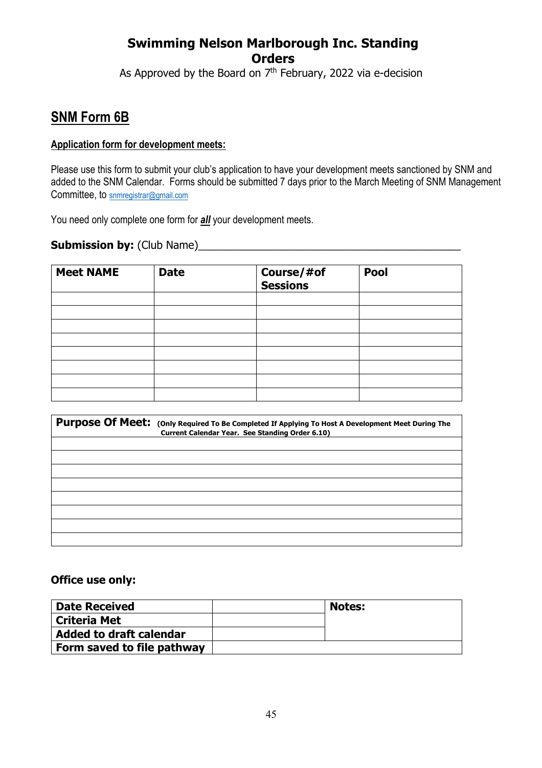# Swimming Nelson Marlborough Inc. Standing Orders

As Approved by the Board on 7th February, 2022 via e-decision

## SNM Form 6B

**Application form for development meets:**

Please use this form to submit your club's application to have your development meets sanctioned by SNM and added to the SNM Calendar. Forms should be submitted 7 days prior to the March Meeting of SNM Management Committee, to snmregistrar@gmail.com

You need only complete one form for ***all*** your development meets.

**Submission by:** (Club Name)___________________________________________

| Meet NAME | Date | Course/#of Sessions | Pool |
|---|---|---|---|
| | | | |
| | | | |
| | | | |
| | | | |
| | | | |
| | | | |
| | | | |
| | | | |

| **Purpose Of Meet:** (Only Required To Be Completed If Applying To Host A Development Meet During The Current Calendar Year. See Standing Order 6.10) |
|---|
| |
| |
| |
| |
| |
| |
| |
| |

**Office use only:**

| Date Received | | Notes: |
|---|---|---|
| Criteria Met | | |
| Added to draft calendar | | |
| Form saved to file pathway | | |